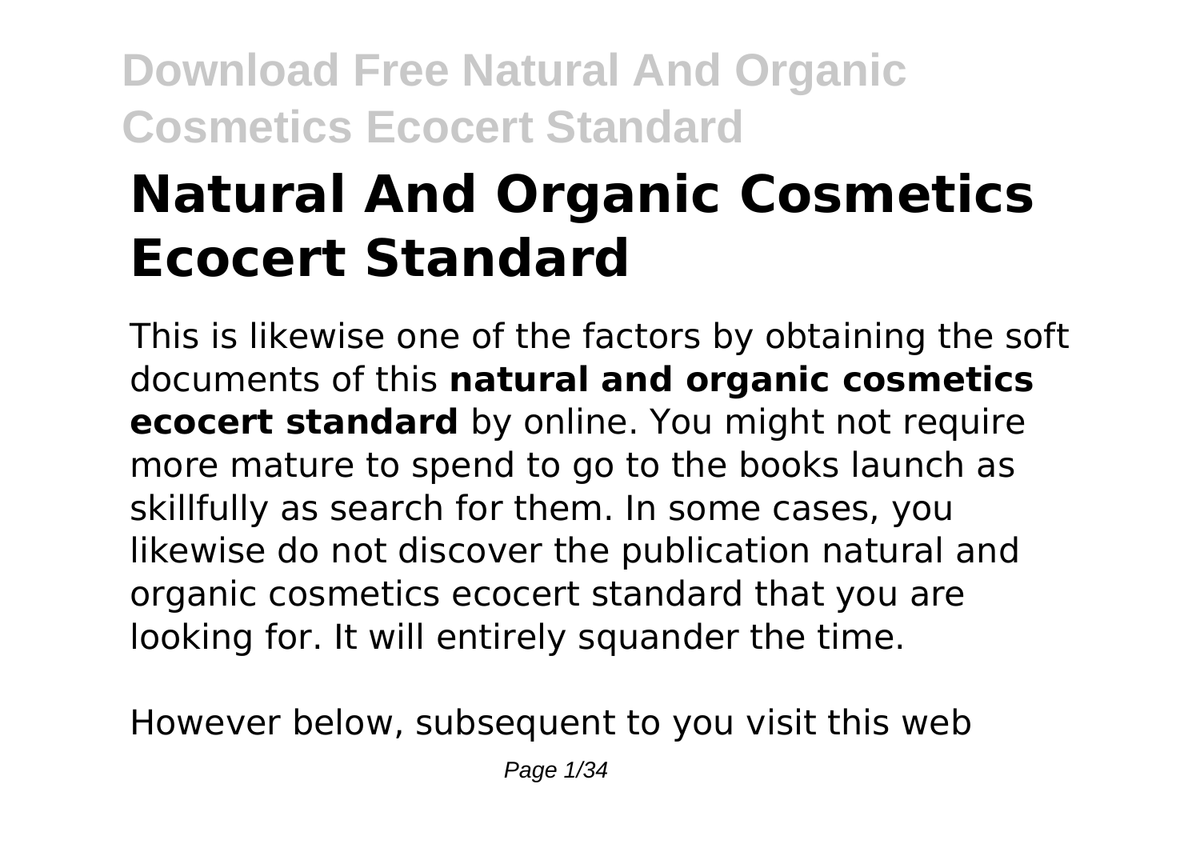# Natural And Organic Cosmetics Ecocert Standard

This is likewise one of the factors by obtaining the soft documents of this **natural and organic cosmetics ecocert standard** by online. You might not require more mature to spend to go to the books launch as skillfully as search for them. In some cases, you likewise do not discover the publication natural and organic cosmetics ecocert standard that you are looking for. It will entirely squander the time.

However below, subsequent to you visit this web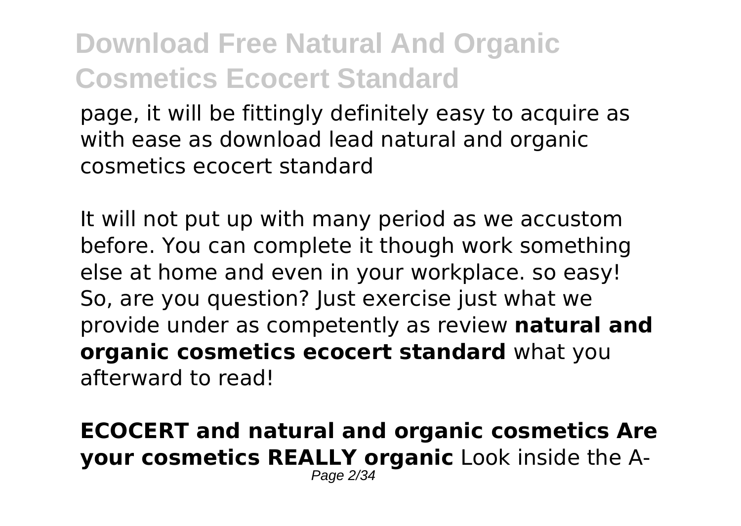page, it will be fittingly definitely easy to acquire as with ease as download lead natural and organic cosmetics ecocert standard

It will not put up with many period as we accustom before. You can complete it though work something else at home and even in your workplace. so easy! So, are you question? Just exercise just what we provide under as competently as review **natural and organic cosmetics ecocert standard** what you afterward to read!

**ECOCERT and natural and organic cosmetics Are your cosmetics REALLY organic** Look inside the A-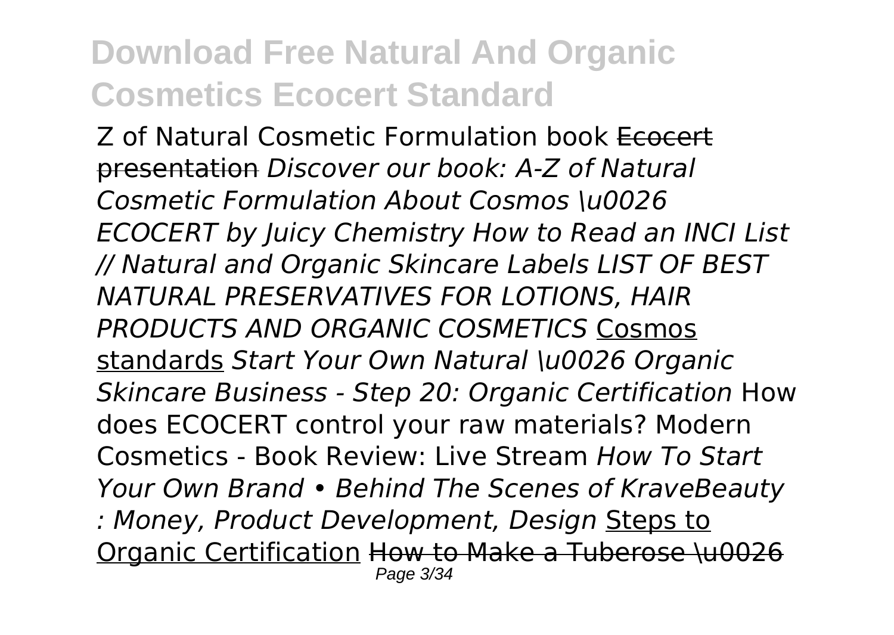Z of Natural Cosmetic Formulation book ~~Ecocert presentation~~ *Discover our book: A-Z of Natural Cosmetic Formulation About Cosmos \u0026 ECOCERT by Juicy Chemistry How to Read an INCI List // Natural and Organic Skincare Labels LIST OF BEST NATURAL PRESERVATIVES FOR LOTIONS, HAIR PRODUCTS AND ORGANIC COSMETICS* Cosmos standards *Start Your Own Natural \u0026 Organic Skincare Business - Step 20: Organic Certification* How does ECOCERT control your raw materials? Modern Cosmetics - Book Review: Live Stream *How To Start Your Own Brand • Behind The Scenes of KraveBeauty : Money, Product Development, Design* Steps to Organic Certification ~~How to Make a Tuberose \u0026~~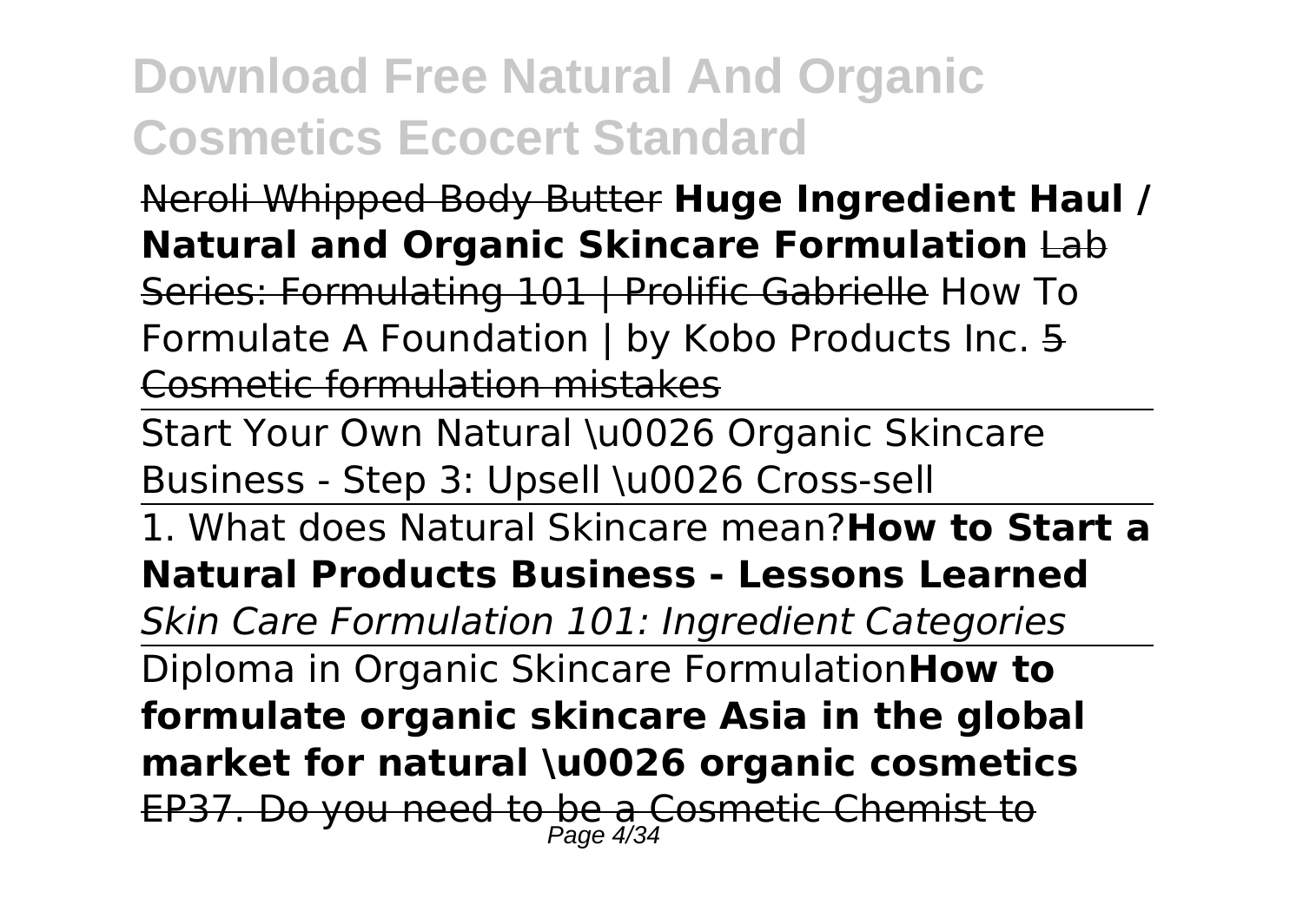~~Neroli Whipped Body Butter~~ **Huge Ingredient Haul / Natural and Organic Skincare Formulation** ~~Lab Series: Formulating 101 | Prolific Gabrielle~~ How To Formulate A Foundation | by Kobo Products Inc. ~~5 Cosmetic formulation mistakes~~

Start Your Own Natural \u0026 Organic Skincare Business - Step 3: Upsell \u0026 Cross-sell

1. What does Natural Skincare mean?**How to Start a Natural Products Business - Lessons Learned** *Skin Care Formulation 101: Ingredient Categories*

Diploma in Organic Skincare Formulation**How to formulate organic skincare Asia in the global market for natural \u0026 organic cosmetics** ~~EP37. Do you need to be a Cosmetic Chemist to~~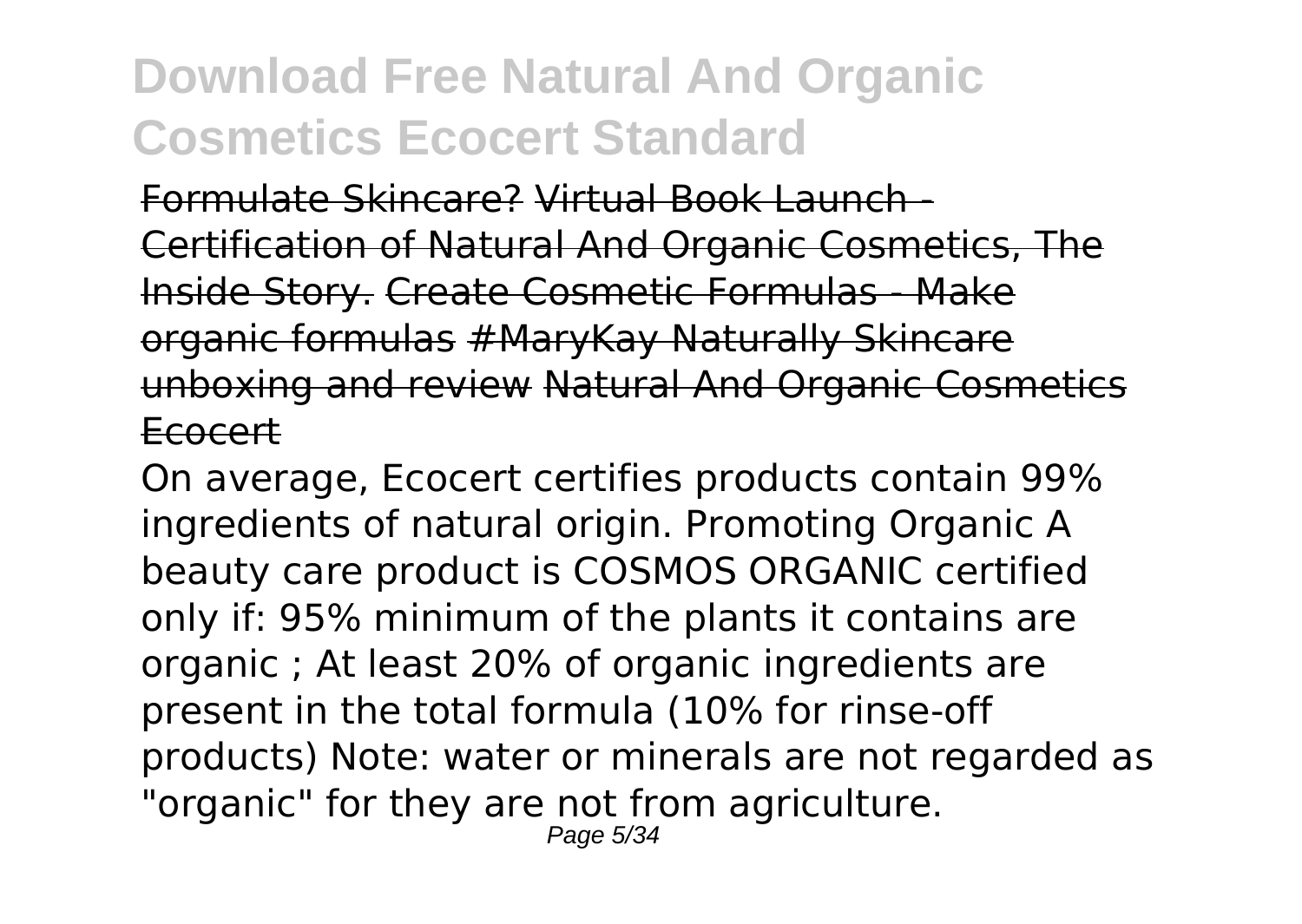~~Formulate Skincare?~~ ~~Virtual Book Launch - Certification of Natural And Organic Cosmetics, The Inside Story.~~ ~~Create Cosmetic Formulas - Make organic formulas~~ ~~#MaryKay Naturally Skincare unboxing and review~~ ~~Natural And Organic Cosmetics Ecocert~~

On average, Ecocert certifies products contain 99% ingredients of natural origin. Promoting Organic A beauty care product is COSMOS ORGANIC certified only if: 95% minimum of the plants it contains are organic ; At least 20% of organic ingredients are present in the total formula (10% for rinse-off products) Note: water or minerals are not regarded as "organic" for they are not from agriculture.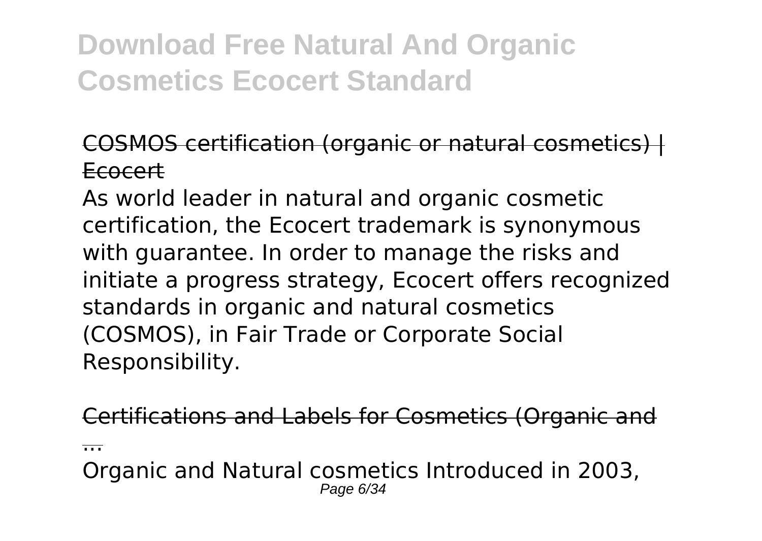COSMOS certification (organic or natural cosmetics) | Ecocert

As world leader in natural and organic cosmetic certification, the Ecocert trademark is synonymous with guarantee. In order to manage the risks and initiate a progress strategy, Ecocert offers recognized standards in organic and natural cosmetics (COSMOS), in Fair Trade or Corporate Social Responsibility.

Certifications and Labels for Cosmetics (Organic and ...

Organic and Natural cosmetics Introduced in 2003,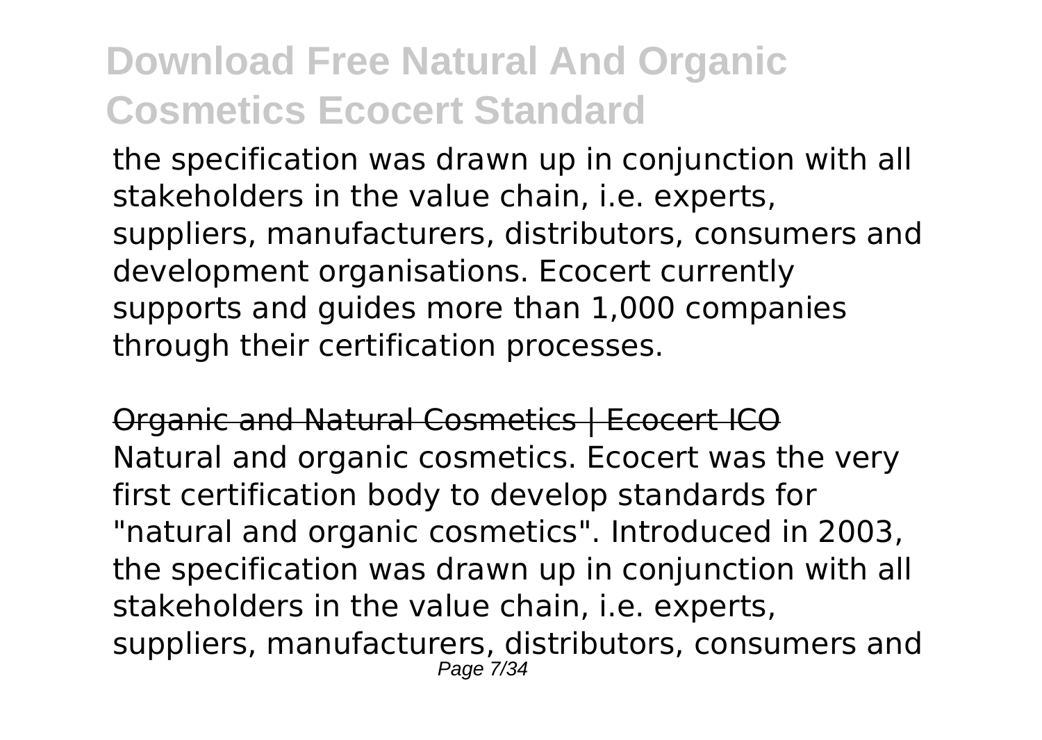the specification was drawn up in conjunction with all stakeholders in the value chain, i.e. experts, suppliers, manufacturers, distributors, consumers and development organisations. Ecocert currently supports and guides more than 1,000 companies through their certification processes.

~~Organic and Natural Cosmetics | Ecocert ICO~~

Natural and organic cosmetics. Ecocert was the very first certification body to develop standards for "natural and organic cosmetics". Introduced in 2003, the specification was drawn up in conjunction with all stakeholders in the value chain, i.e. experts, suppliers, manufacturers, distributors, consumers and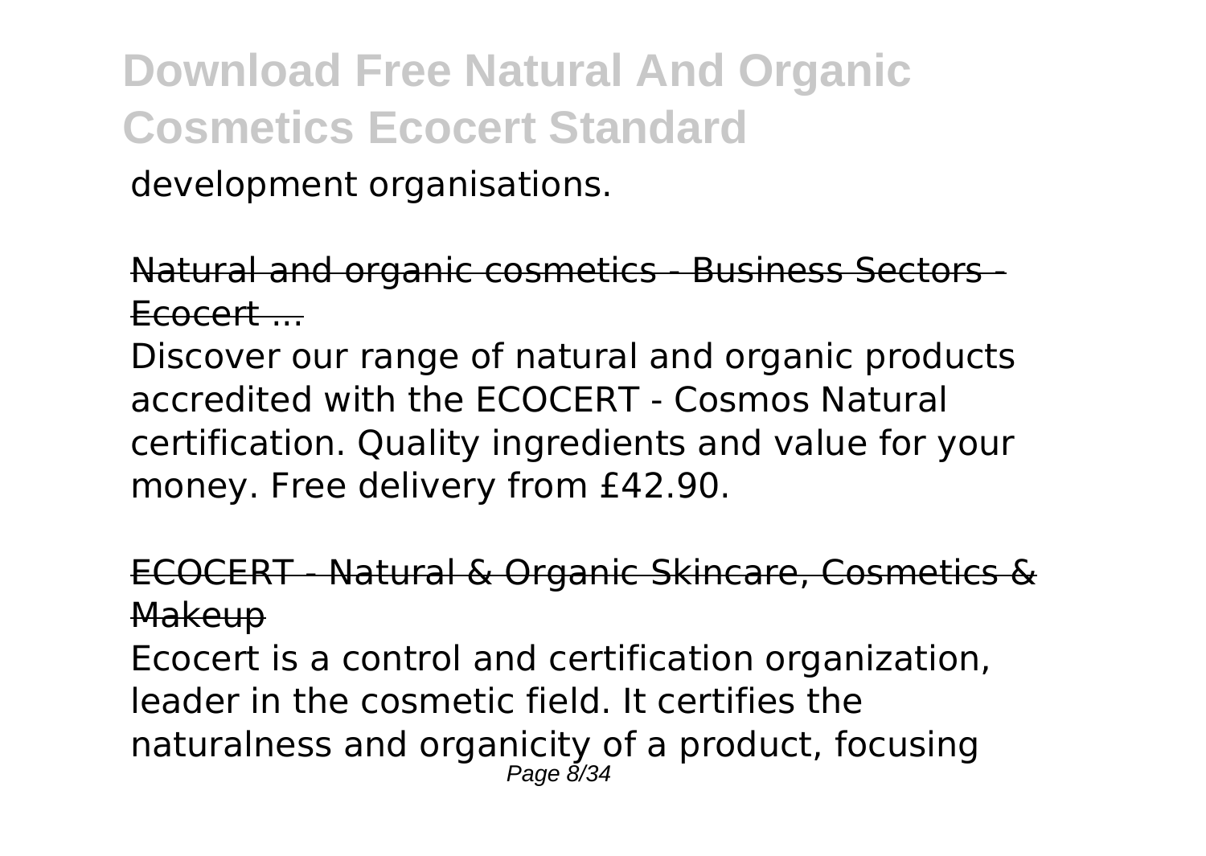development organisations.

Natural and organic cosmetics - Business Sectors - Ecocert ...

Discover our range of natural and organic products accredited with the ECOCERT - Cosmos Natural certification. Quality ingredients and value for your money. Free delivery from £42.90.

ECOCERT - Natural & Organic Skincare, Cosmetics & Makeup

Ecocert is a control and certification organization, leader in the cosmetic field. It certifies the naturalness and organicity of a product, focusing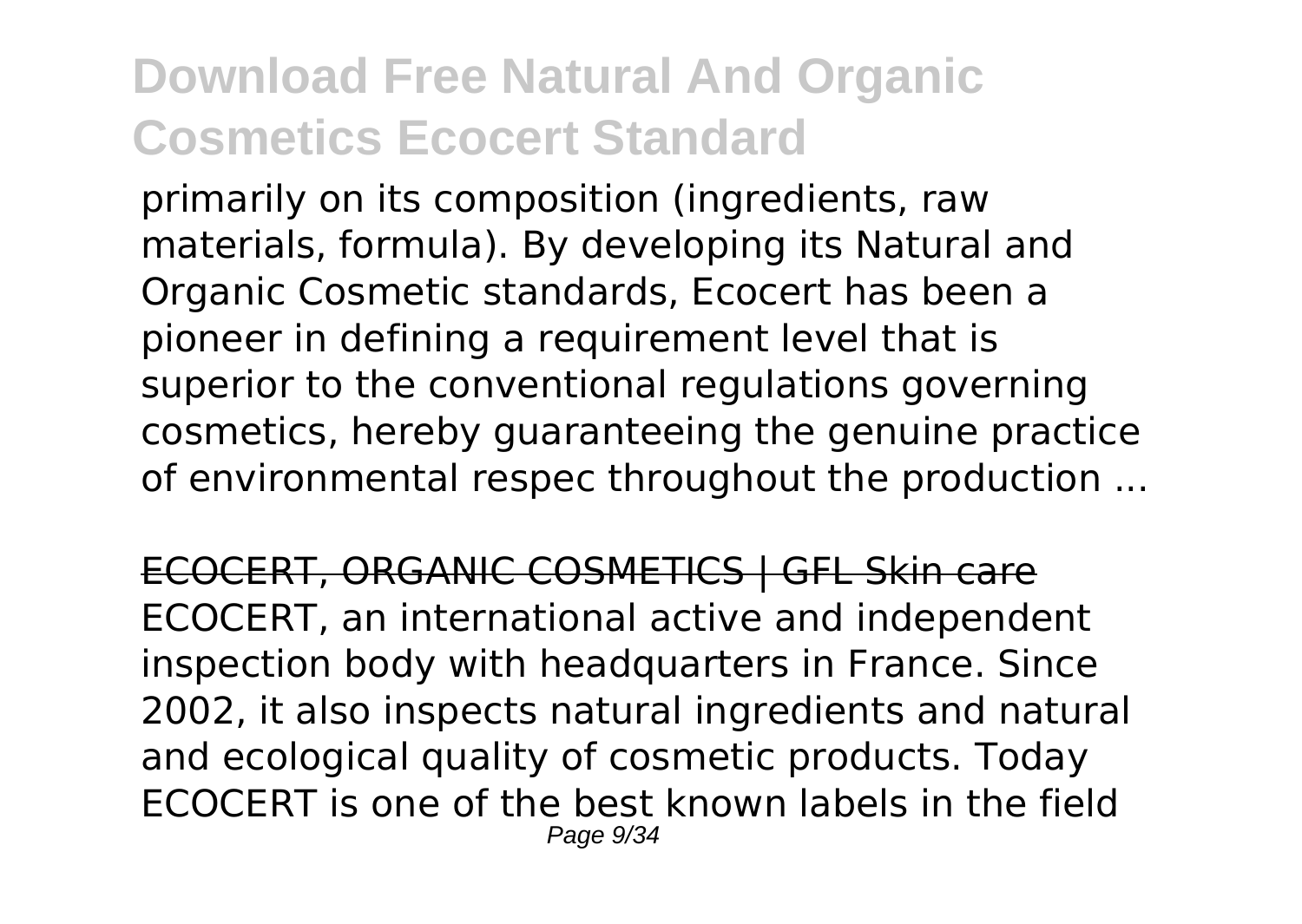primarily on its composition (ingredients, raw materials, formula). By developing its Natural and Organic Cosmetic standards, Ecocert has been a pioneer in defining a requirement level that is superior to the conventional regulations governing cosmetics, hereby guaranteeing the genuine practice of environmental respec throughout the production ...

~~ECOCERT, ORGANIC COSMETICS | GFL Skin care~~

ECOCERT, an international active and independent inspection body with headquarters in France. Since 2002, it also inspects natural ingredients and natural and ecological quality of cosmetic products. Today ECOCERT is one of the best known labels in the field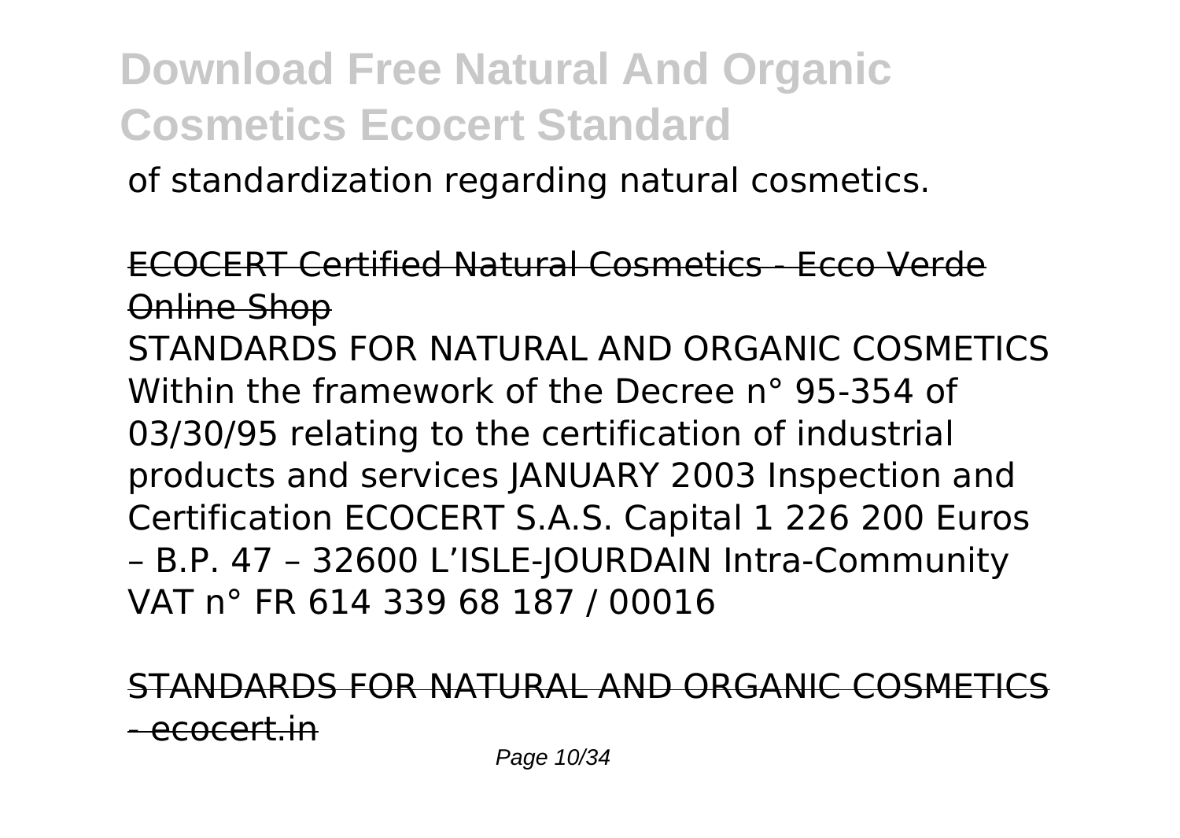of standardization regarding natural cosmetics.

ECOCERT Certified Natural Cosmetics - Ecco Verde Online Shop

STANDARDS FOR NATURAL AND ORGANIC COSMETICS Within the framework of the Decree n° 95-354 of 03/30/95 relating to the certification of industrial products and services JANUARY 2003 Inspection and Certification ECOCERT S.A.S. Capital 1 226 200 Euros – B.P. 47 – 32600 L'ISLE-JOURDAIN Intra-Community VAT n° FR 614 339 68 187 / 00016

STANDARDS FOR NATURAL AND ORGANIC COSMETICS - ecocert.in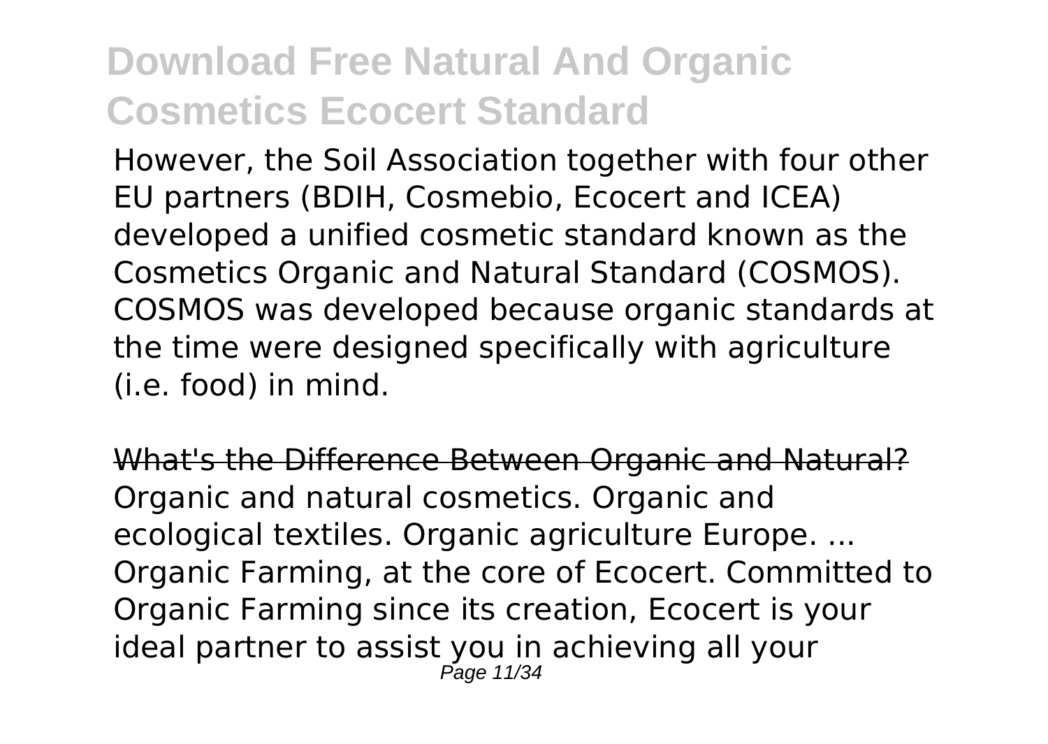However, the Soil Association together with four other EU partners (BDIH, Cosmebio, Ecocert and ICEA) developed a unified cosmetic standard known as the Cosmetics Organic and Natural Standard (COSMOS). COSMOS was developed because organic standards at the time were designed specifically with agriculture (i.e. food) in mind.

What's the Difference Between Organic and Natural?

Organic and natural cosmetics. Organic and ecological textiles. Organic agriculture Europe. ... Organic Farming, at the core of Ecocert. Committed to Organic Farming since its creation, Ecocert is your ideal partner to assist you in achieving all your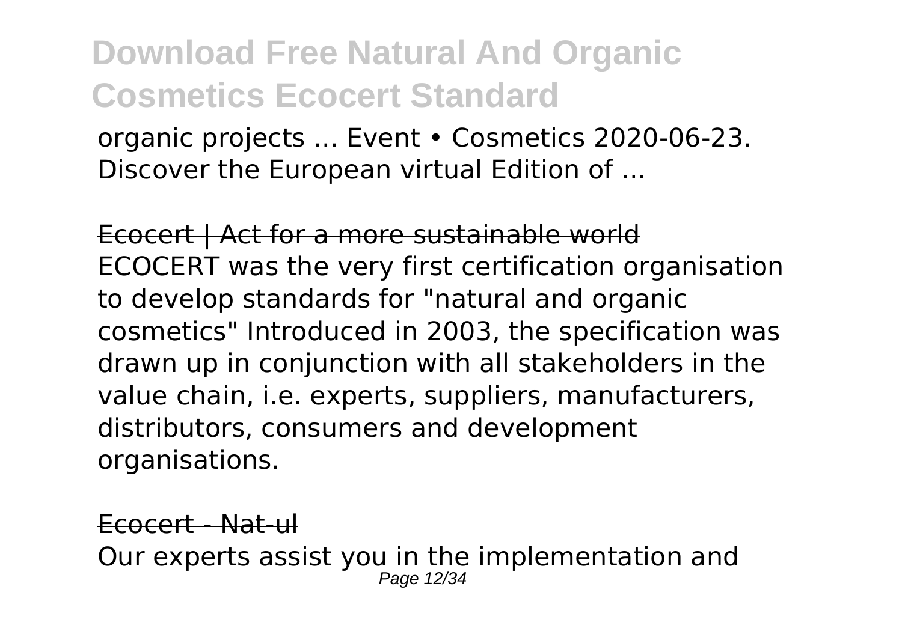organic projects ... Event • Cosmetics 2020-06-23. Discover the European virtual Edition of ...

~~Ecocert | Act for a more sustainable world~~

ECOCERT was the very first certification organisation to develop standards for "natural and organic cosmetics" Introduced in 2003, the specification was drawn up in conjunction with all stakeholders in the value chain, i.e. experts, suppliers, manufacturers, distributors, consumers and development organisations.

~~Ecocert - Nat-ul~~

Our experts assist you in the implementation and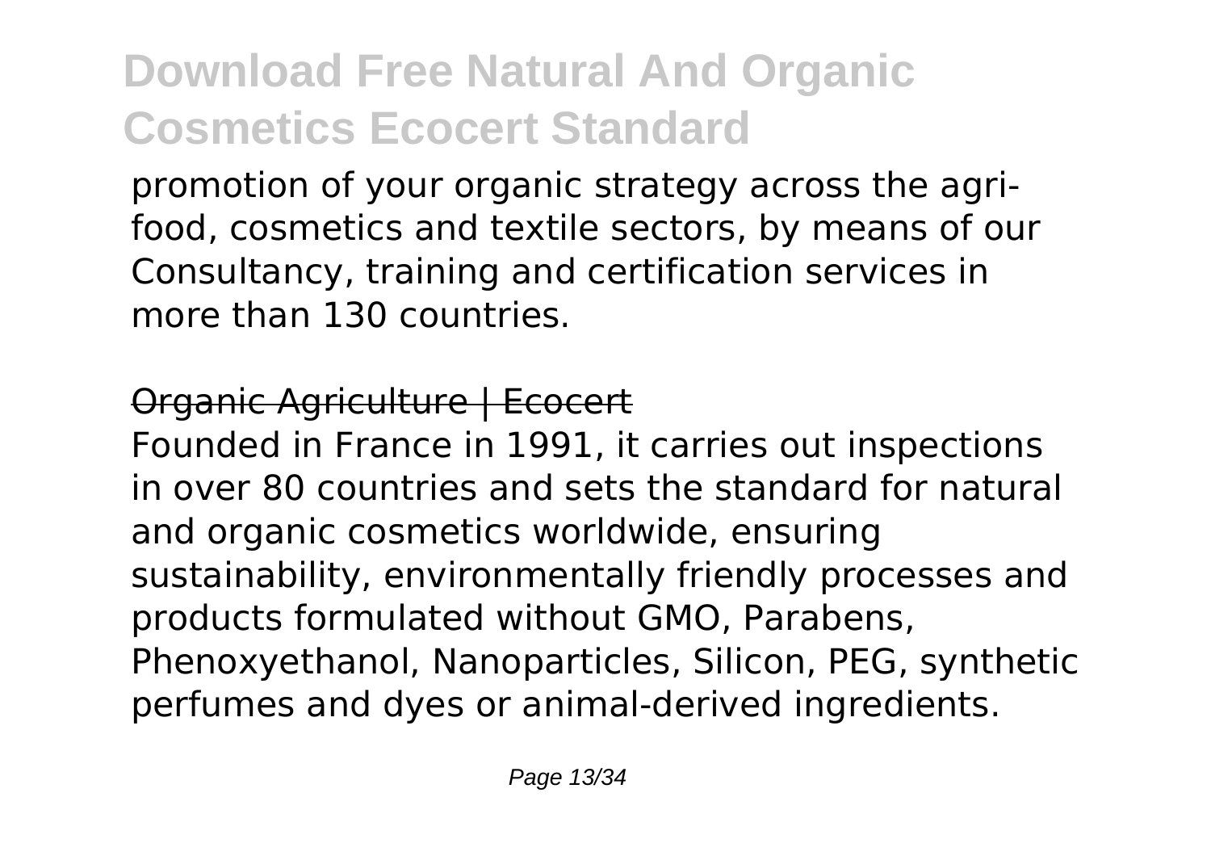promotion of your organic strategy across the agri-food, cosmetics and textile sectors, by means of our Consultancy, training and certification services in more than 130 countries.

Organic Agriculture | Ecocert

Founded in France in 1991, it carries out inspections in over 80 countries and sets the standard for natural and organic cosmetics worldwide, ensuring sustainability, environmentally friendly processes and products formulated without GMO, Parabens, Phenoxyethanol, Nanoparticles, Silicon, PEG, synthetic perfumes and dyes or animal-derived ingredients.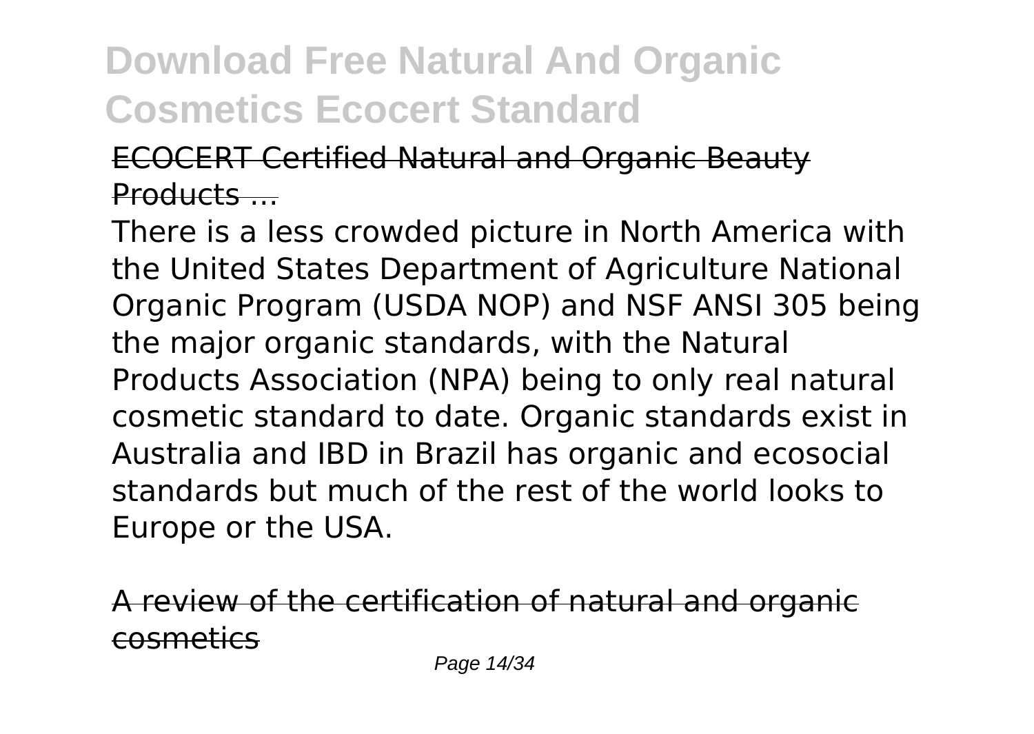ECOCERT Certified Natural and Organic Beauty Products ...

There is a less crowded picture in North America with the United States Department of Agriculture National Organic Program (USDA NOP) and NSF ANSI 305 being the major organic standards, with the Natural Products Association (NPA) being to only real natural cosmetic standard to date. Organic standards exist in Australia and IBD in Brazil has organic and ecosocial standards but much of the rest of the world looks to Europe or the USA.

A review of the certification of natural and organic cosmetics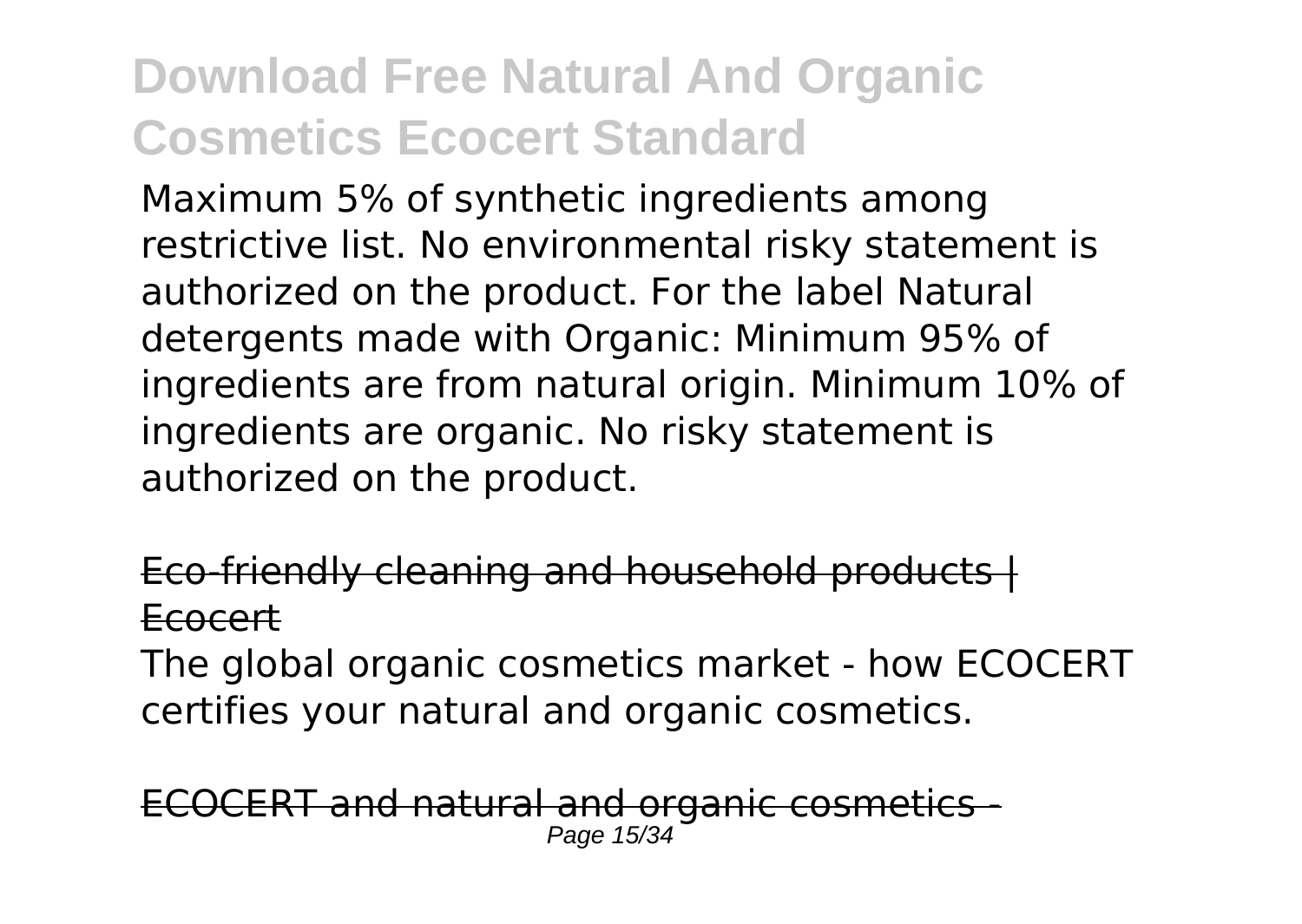Maximum 5% of synthetic ingredients among restrictive list. No environmental risky statement is authorized on the product. For the label Natural detergents made with Organic: Minimum 95% of ingredients are from natural origin. Minimum 10% of ingredients are organic. No risky statement is authorized on the product.

Eco-friendly cleaning and household products | Ecocert

The global organic cosmetics market - how ECOCERT certifies your natural and organic cosmetics.

ECOCERT and natural and organic cosmetics -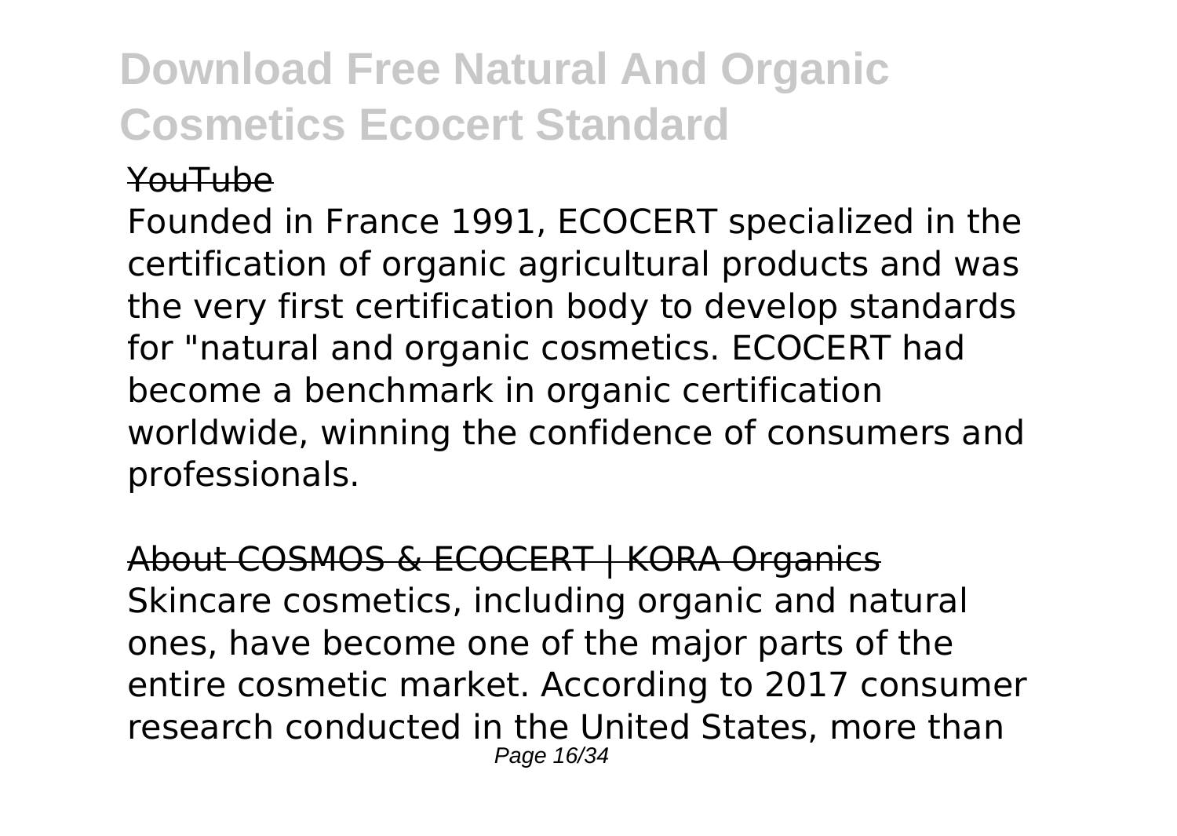YouTube

Founded in France 1991, ECOCERT specialized in the certification of organic agricultural products and was the very first certification body to develop standards for "natural and organic cosmetics. ECOCERT had become a benchmark in organic certification worldwide, winning the confidence of consumers and professionals.

About COSMOS & ECOCERT | KORA Organics

Skincare cosmetics, including organic and natural ones, have become one of the major parts of the entire cosmetic market. According to 2017 consumer research conducted in the United States, more than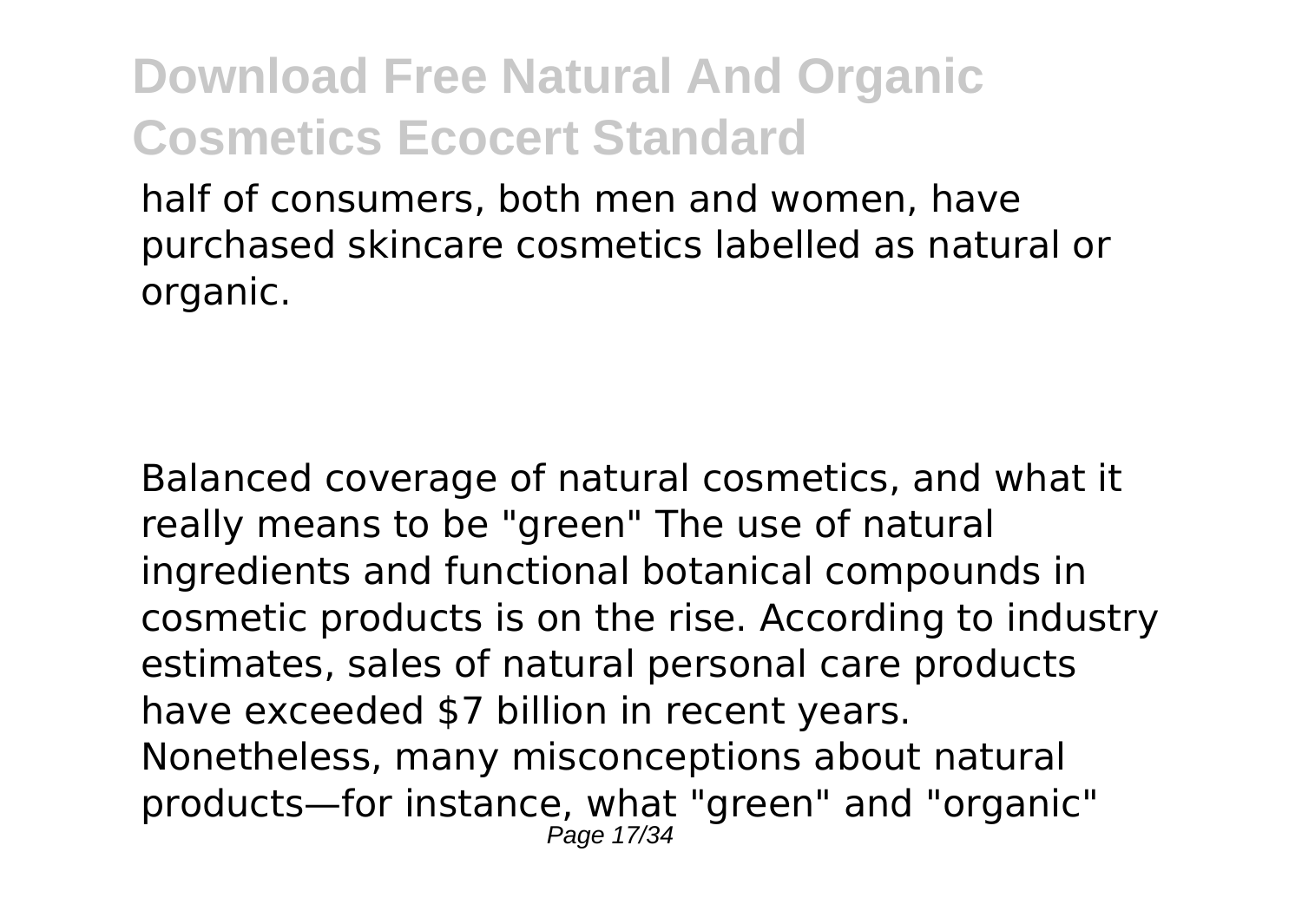half of consumers, both men and women, have purchased skincare cosmetics labelled as natural or organic.

Balanced coverage of natural cosmetics, and what it really means to be "green" The use of natural ingredients and functional botanical compounds in cosmetic products is on the rise. According to industry estimates, sales of natural personal care products have exceeded $7 billion in recent years. Nonetheless, many misconceptions about natural products—for instance, what "green" and "organic"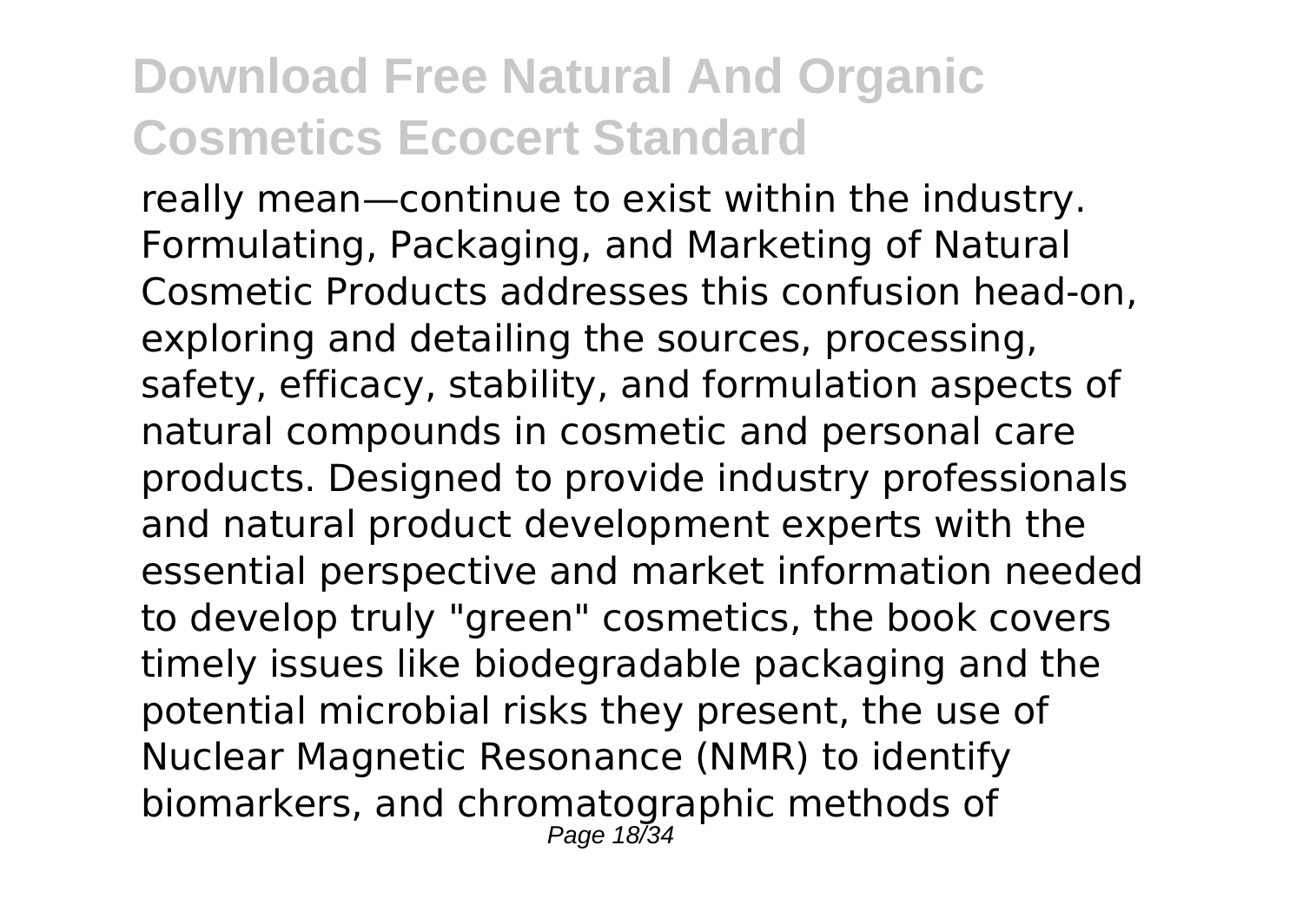really mean—continue to exist within the industry. Formulating, Packaging, and Marketing of Natural Cosmetic Products addresses this confusion head-on, exploring and detailing the sources, processing, safety, efficacy, stability, and formulation aspects of natural compounds in cosmetic and personal care products. Designed to provide industry professionals and natural product development experts with the essential perspective and market information needed to develop truly "green" cosmetics, the book covers timely issues like biodegradable packaging and the potential microbial risks they present, the use of Nuclear Magnetic Resonance (NMR) to identify biomarkers, and chromatographic methods of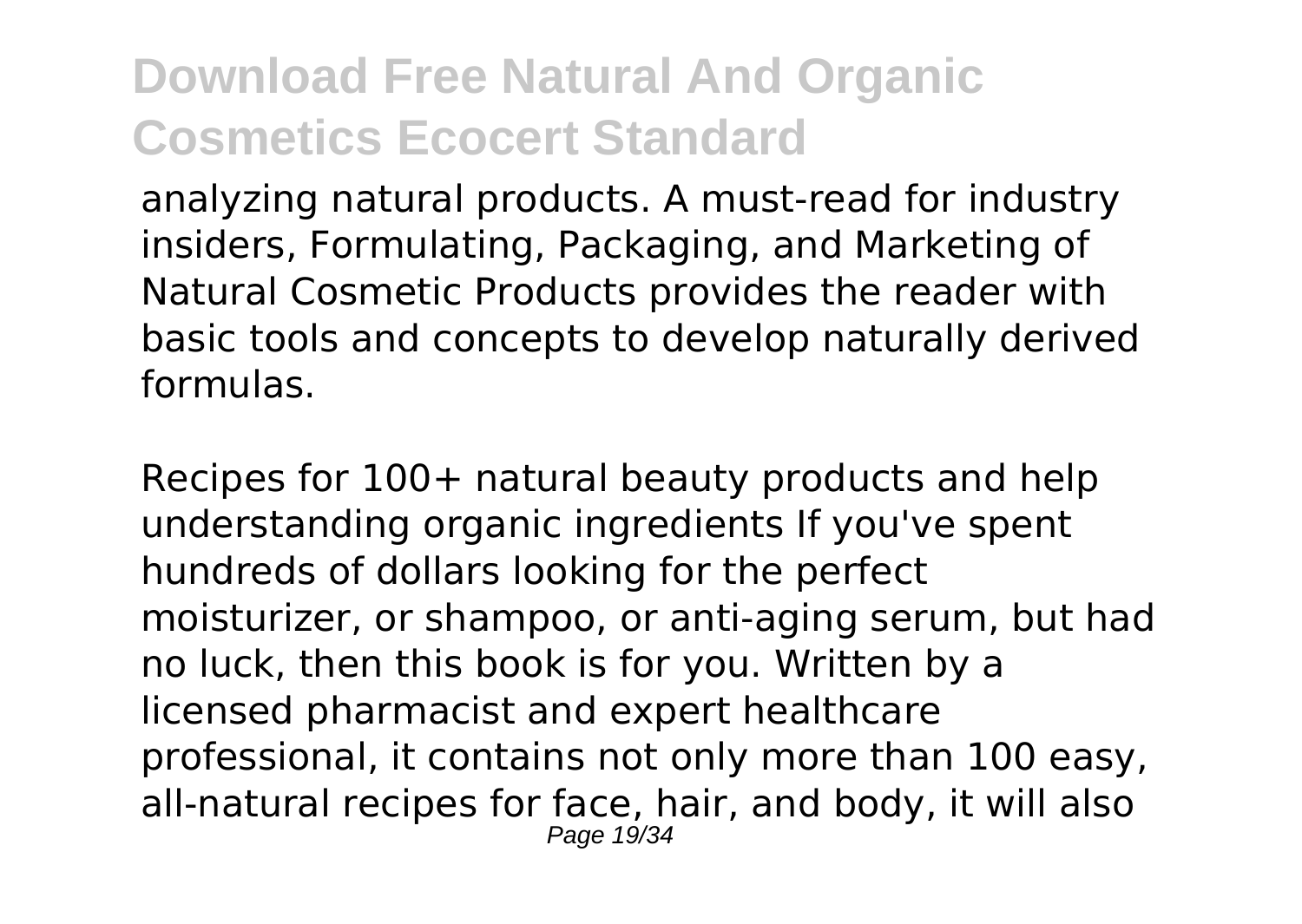analyzing natural products. A must-read for industry insiders, Formulating, Packaging, and Marketing of Natural Cosmetic Products provides the reader with basic tools and concepts to develop naturally derived formulas.

Recipes for 100+ natural beauty products and help understanding organic ingredients If you've spent hundreds of dollars looking for the perfect moisturizer, or shampoo, or anti-aging serum, but had no luck, then this book is for you. Written by a licensed pharmacist and expert healthcare professional, it contains not only more than 100 easy, all-natural recipes for face, hair, and body, it will also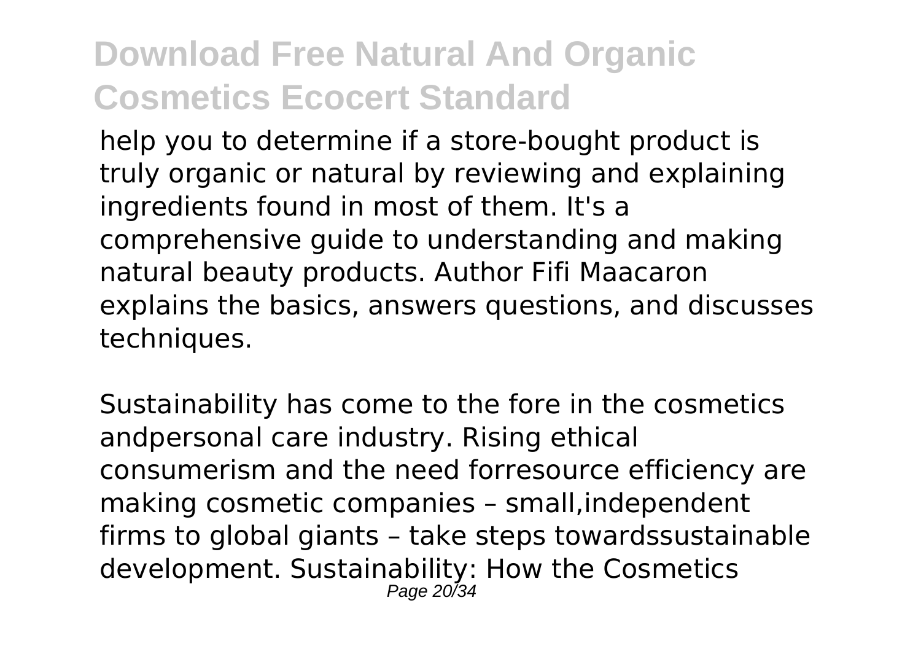help you to determine if a store-bought product is truly organic or natural by reviewing and explaining ingredients found in most of them. It's a comprehensive guide to understanding and making natural beauty products. Author Fifi Maacaron explains the basics, answers questions, and discusses techniques.

Sustainability has come to the fore in the cosmetics andpersonal care industry. Rising ethical consumerism and the need forresource efficiency are making cosmetic companies – small,independent firms to global giants – take steps towardssustainable development. Sustainability: How the Cosmetics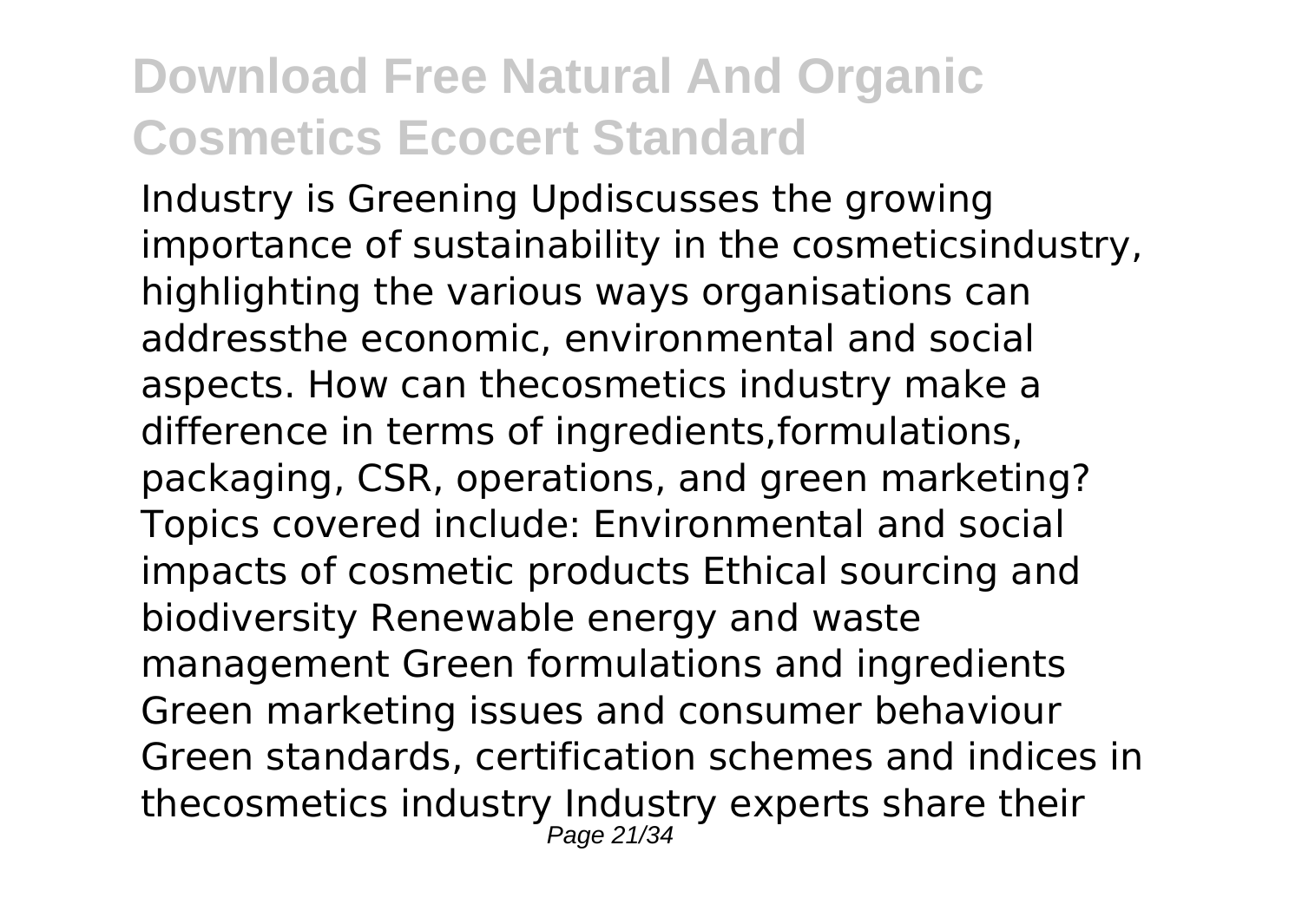Industry is Greening Updiscusses the growing importance of sustainability in the cosmeticsindustry, highlighting the various ways organisations can addressthe economic, environmental and social aspects. How can thecosmetics industry make a difference in terms of ingredients,formulations, packaging, CSR, operations, and green marketing? Topics covered include: Environmental and social impacts of cosmetic products Ethical sourcing and biodiversity Renewable energy and waste management Green formulations and ingredients Green marketing issues and consumer behaviour Green standards, certification schemes and indices in thecosmetics industry Industry experts share their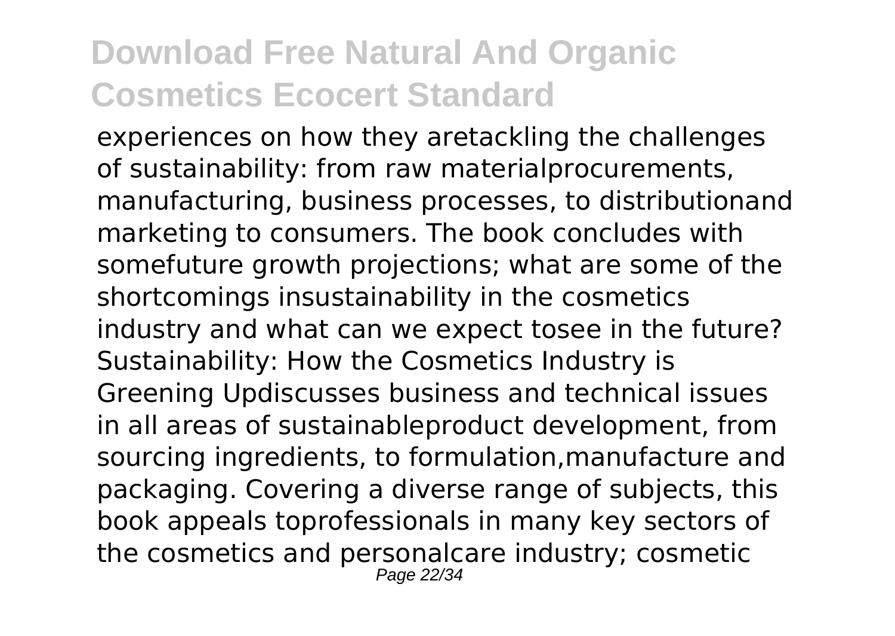experiences on how they aretackling the challenges of sustainability: from raw materialprocurements, manufacturing, business processes, to distributionand marketing to consumers. The book concludes with somefuture growth projections; what are some of the shortcomings insustainability in the cosmetics industry and what can we expect tosee in the future? Sustainability: How the Cosmetics Industry is Greening Updiscusses business and technical issues in all areas of sustainableproduct development, from sourcing ingredients, to formulation,manufacture and packaging. Covering a diverse range of subjects, this book appeals toprofessionals in many key sectors of the cosmetics and personalcare industry; cosmetic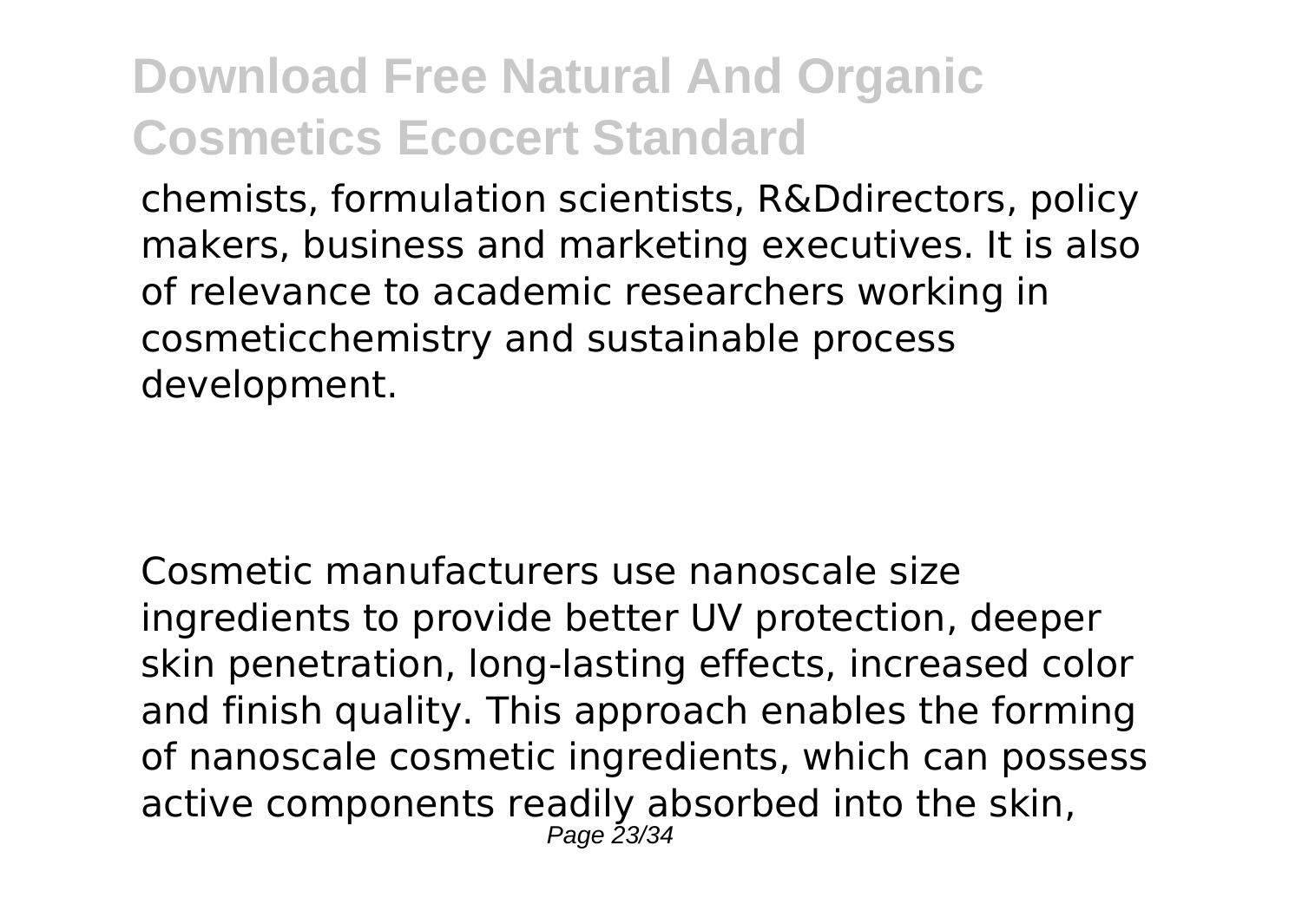chemists, formulation scientists, R&Ddirectors, policy makers, business and marketing executives. It is also of relevance to academic researchers working in cosmeticchemistry and sustainable process development.

Cosmetic manufacturers use nanoscale size ingredients to provide better UV protection, deeper skin penetration, long-lasting effects, increased color and finish quality. This approach enables the forming of nanoscale cosmetic ingredients, which can possess active components readily absorbed into the skin,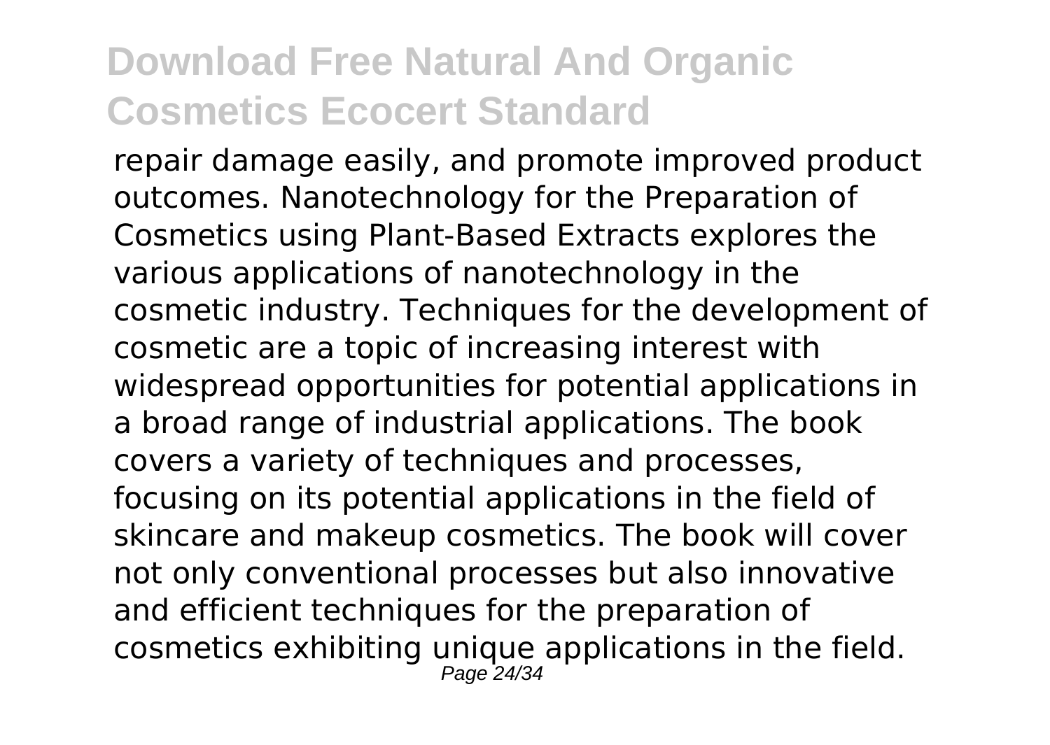repair damage easily, and promote improved product outcomes. Nanotechnology for the Preparation of Cosmetics using Plant-Based Extracts explores the various applications of nanotechnology in the cosmetic industry. Techniques for the development of cosmetic are a topic of increasing interest with widespread opportunities for potential applications in a broad range of industrial applications. The book covers a variety of techniques and processes, focusing on its potential applications in the field of skincare and makeup cosmetics. The book will cover not only conventional processes but also innovative and efficient techniques for the preparation of cosmetics exhibiting unique applications in the field.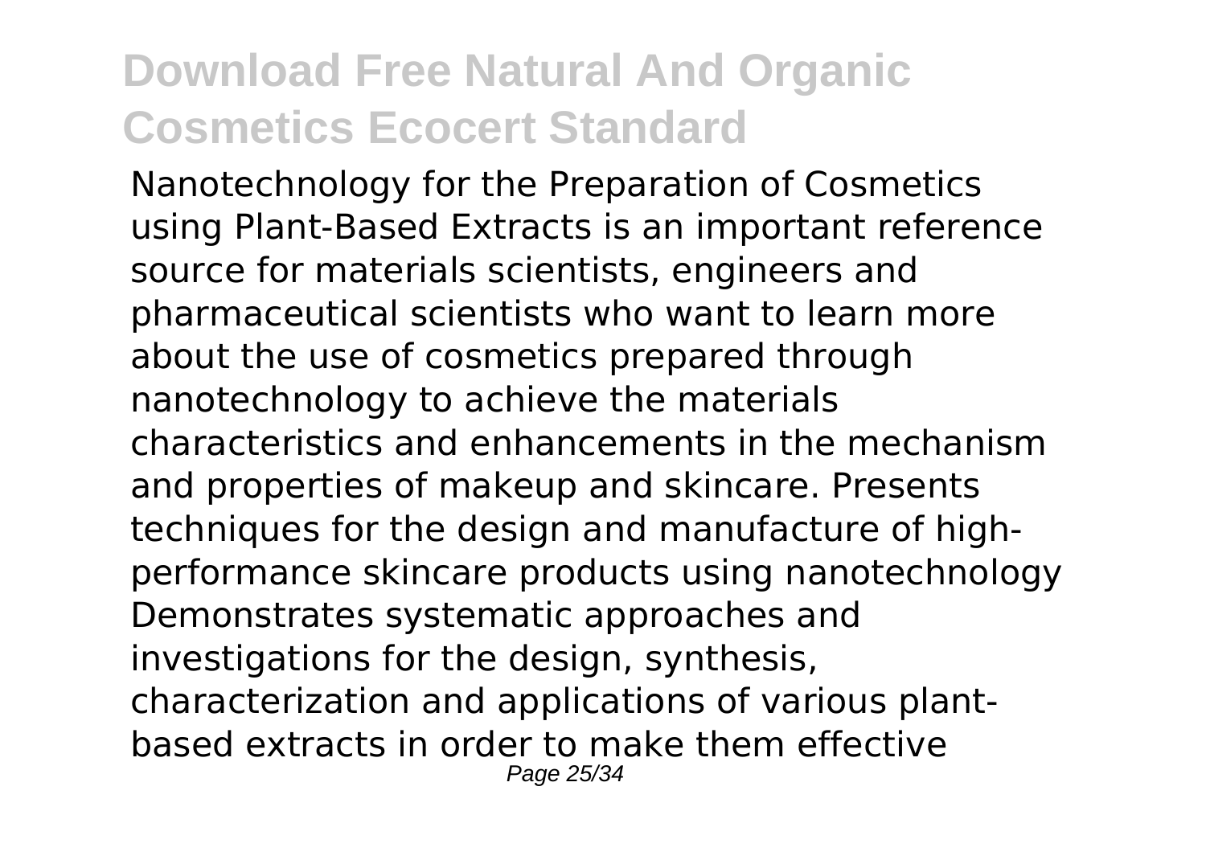Nanotechnology for the Preparation of Cosmetics using Plant-Based Extracts is an important reference source for materials scientists, engineers and pharmaceutical scientists who want to learn more about the use of cosmetics prepared through nanotechnology to achieve the materials characteristics and enhancements in the mechanism and properties of makeup and skincare. Presents techniques for the design and manufacture of high-performance skincare products using nanotechnology Demonstrates systematic approaches and investigations for the design, synthesis, characterization and applications of various plant-based extracts in order to make them effective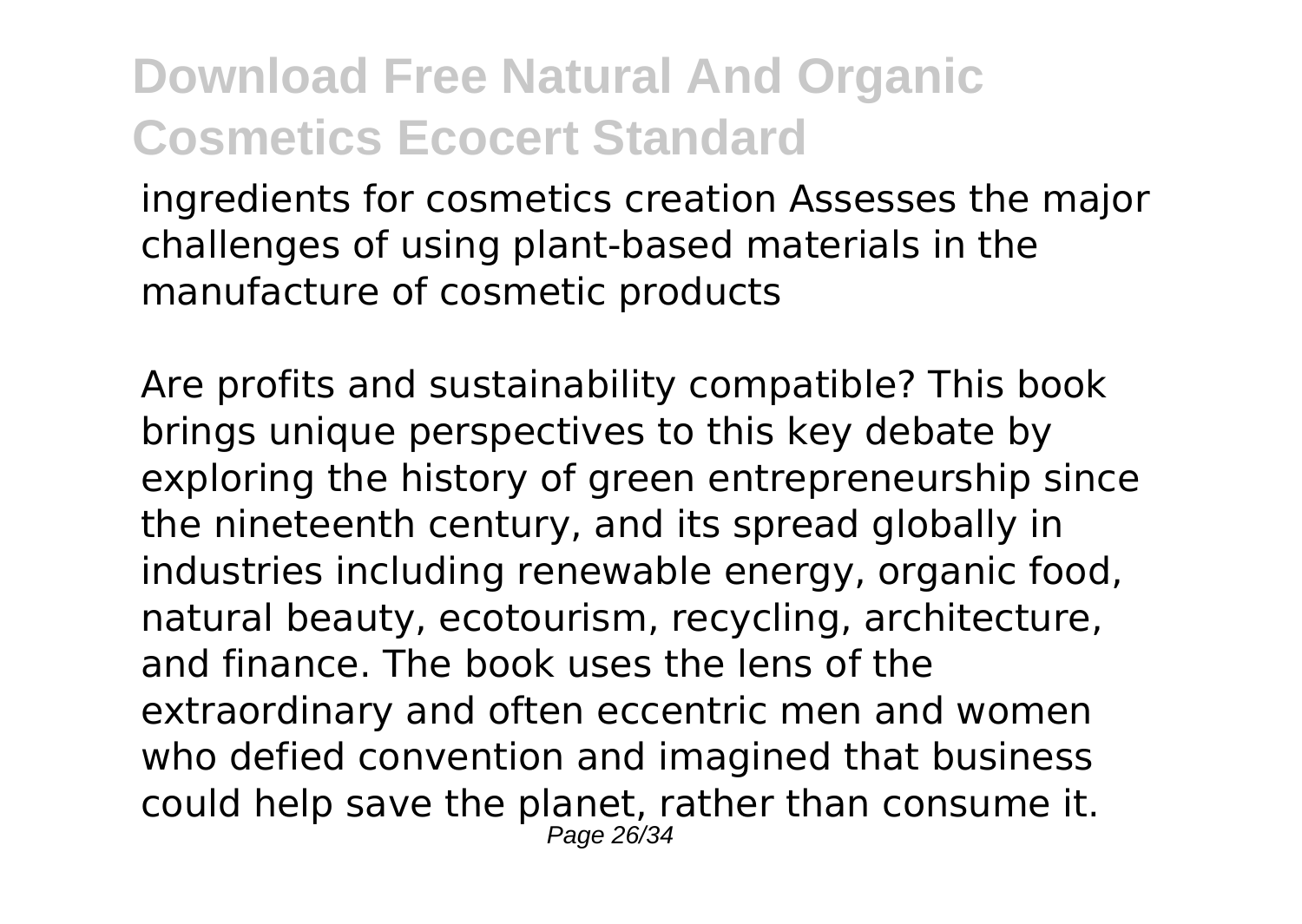ingredients for cosmetics creation Assesses the major challenges of using plant-based materials in the manufacture of cosmetic products

Are profits and sustainability compatible? This book brings unique perspectives to this key debate by exploring the history of green entrepreneurship since the nineteenth century, and its spread globally in industries including renewable energy, organic food, natural beauty, ecotourism, recycling, architecture, and finance. The book uses the lens of the extraordinary and often eccentric men and women who defied convention and imagined that business could help save the planet, rather than consume it.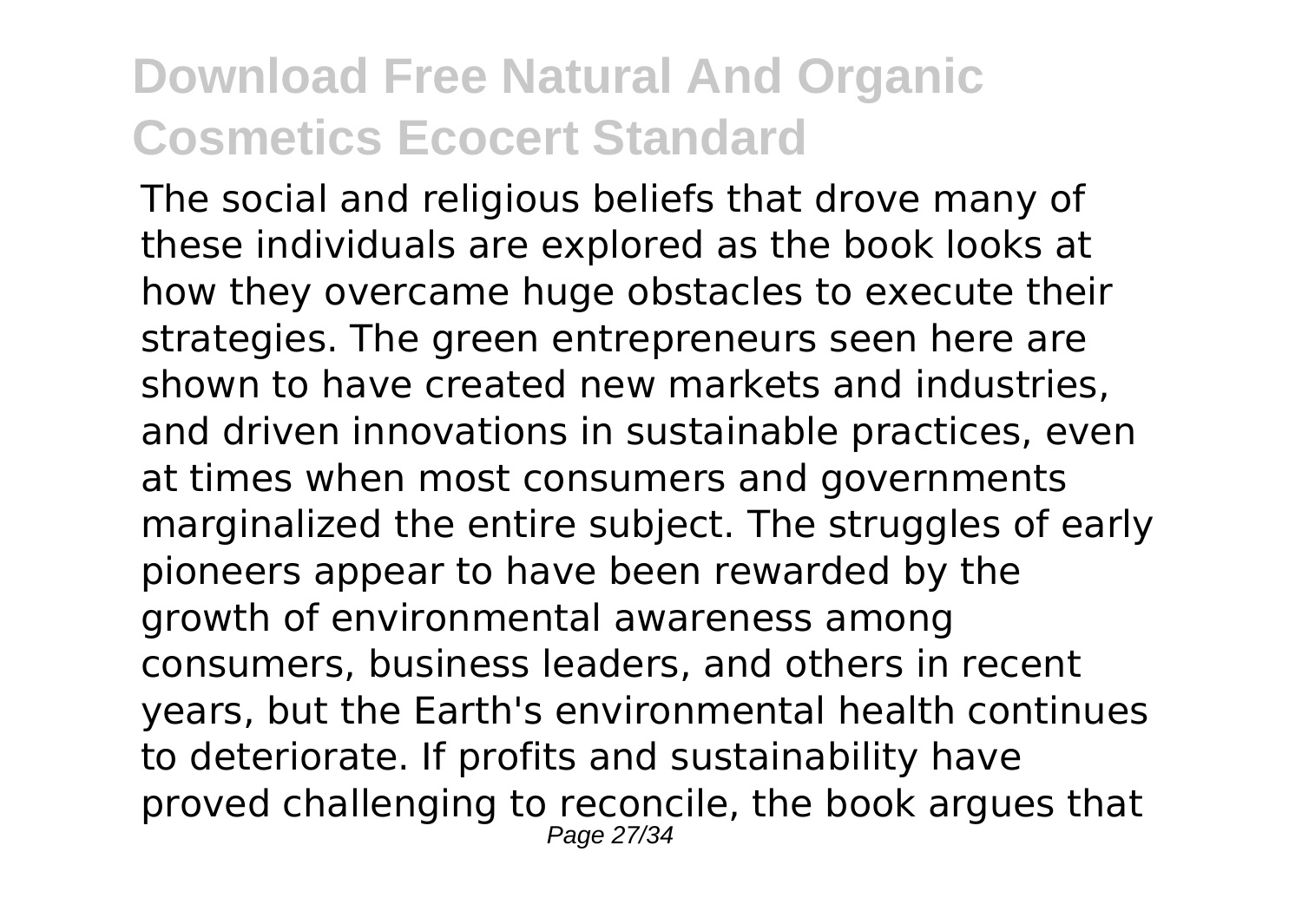The social and religious beliefs that drove many of these individuals are explored as the book looks at how they overcame huge obstacles to execute their strategies. The green entrepreneurs seen here are shown to have created new markets and industries, and driven innovations in sustainable practices, even at times when most consumers and governments marginalized the entire subject. The struggles of early pioneers appear to have been rewarded by the growth of environmental awareness among consumers, business leaders, and others in recent years, but the Earth's environmental health continues to deteriorate. If profits and sustainability have proved challenging to reconcile, the book argues that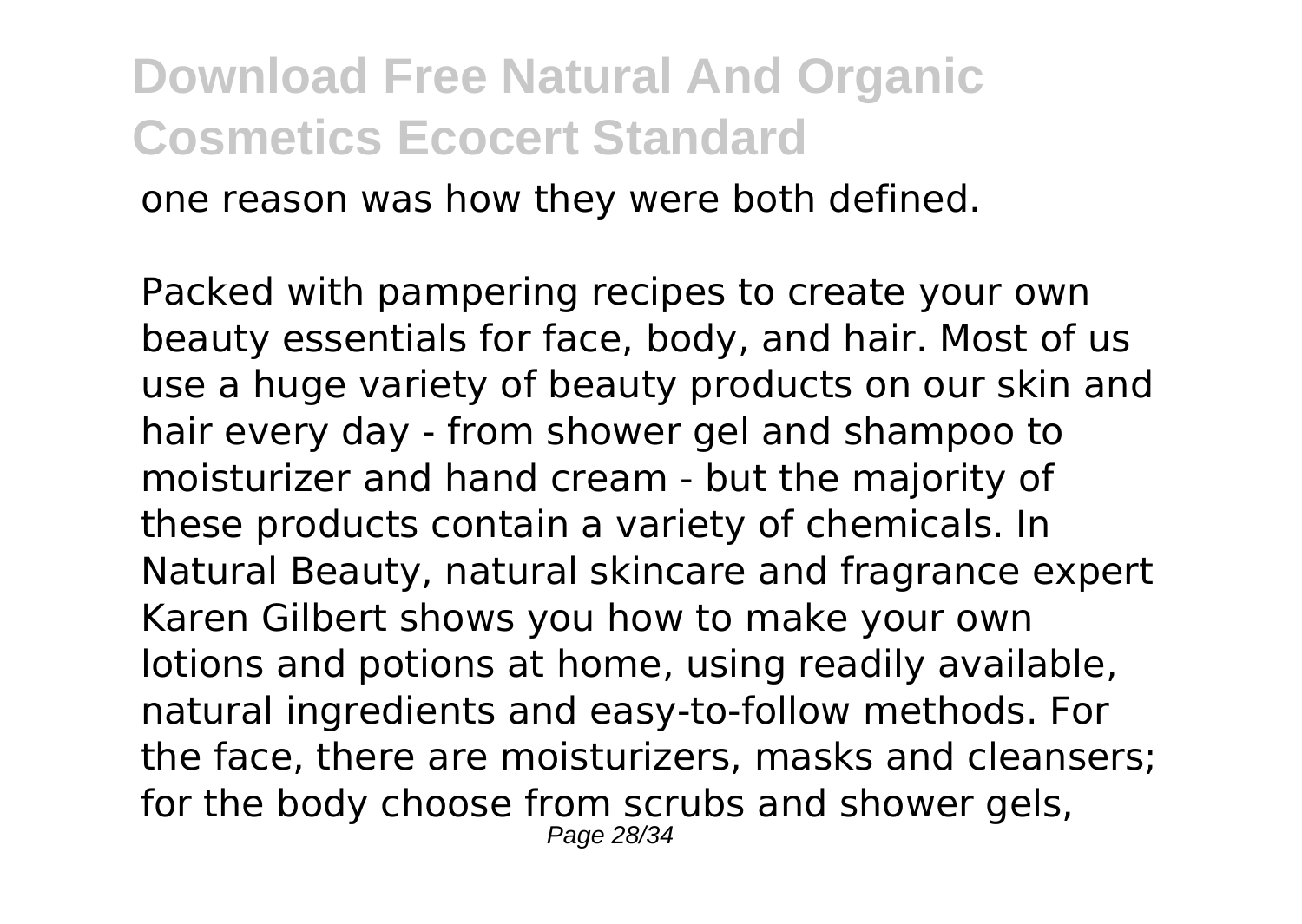one reason was how they were both defined.

Packed with pampering recipes to create your own beauty essentials for face, body, and hair. Most of us use a huge variety of beauty products on our skin and hair every day - from shower gel and shampoo to moisturizer and hand cream - but the majority of these products contain a variety of chemicals. In Natural Beauty, natural skincare and fragrance expert Karen Gilbert shows you how to make your own lotions and potions at home, using readily available, natural ingredients and easy-to-follow methods. For the face, there are moisturizers, masks and cleansers; for the body choose from scrubs and shower gels,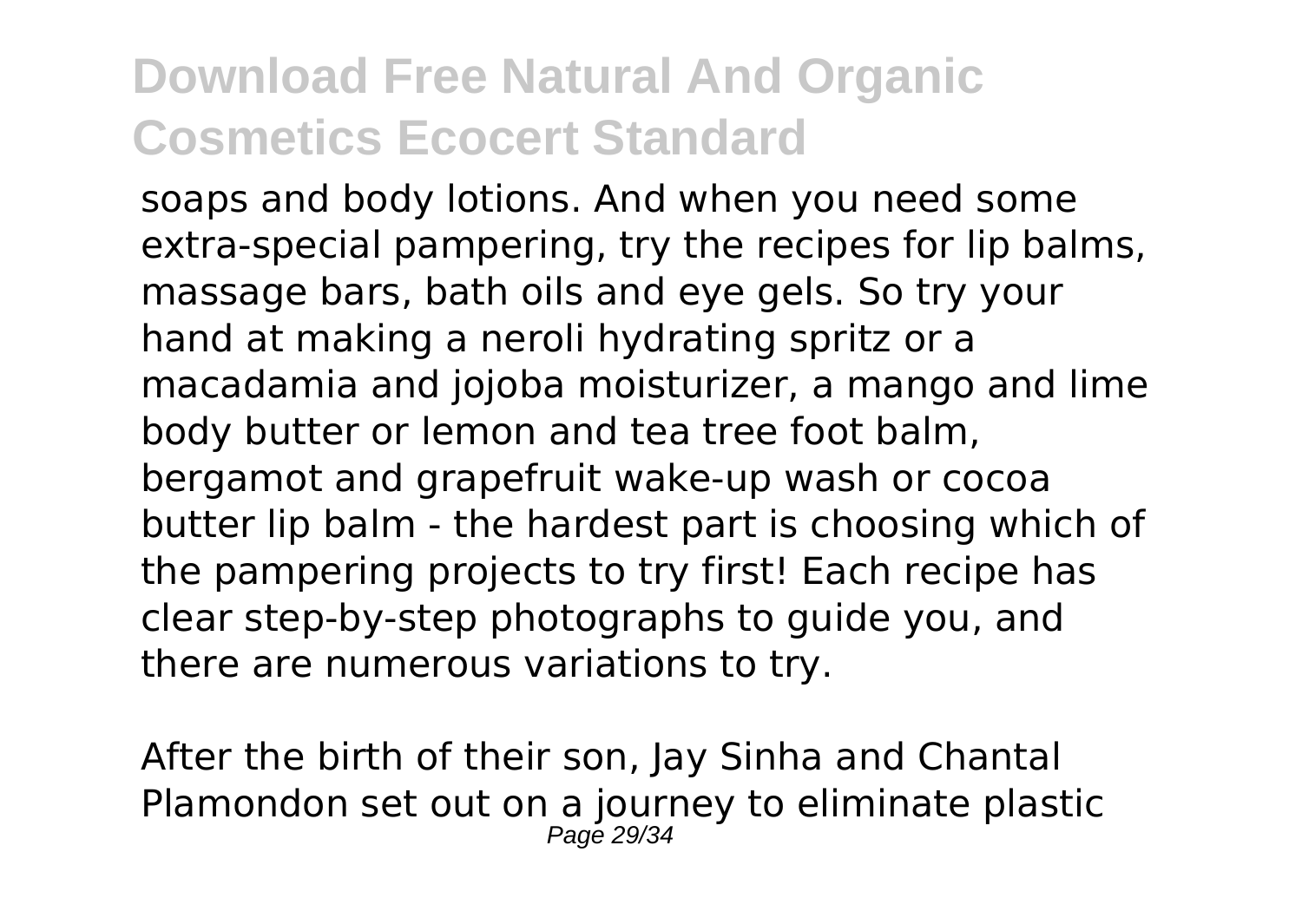soaps and body lotions. And when you need some extra-special pampering, try the recipes for lip balms, massage bars, bath oils and eye gels. So try your hand at making a neroli hydrating spritz or a macadamia and jojoba moisturizer, a mango and lime body butter or lemon and tea tree foot balm, bergamot and grapefruit wake-up wash or cocoa butter lip balm - the hardest part is choosing which of the pampering projects to try first! Each recipe has clear step-by-step photographs to guide you, and there are numerous variations to try.

After the birth of their son, Jay Sinha and Chantal Plamondon set out on a journey to eliminate plastic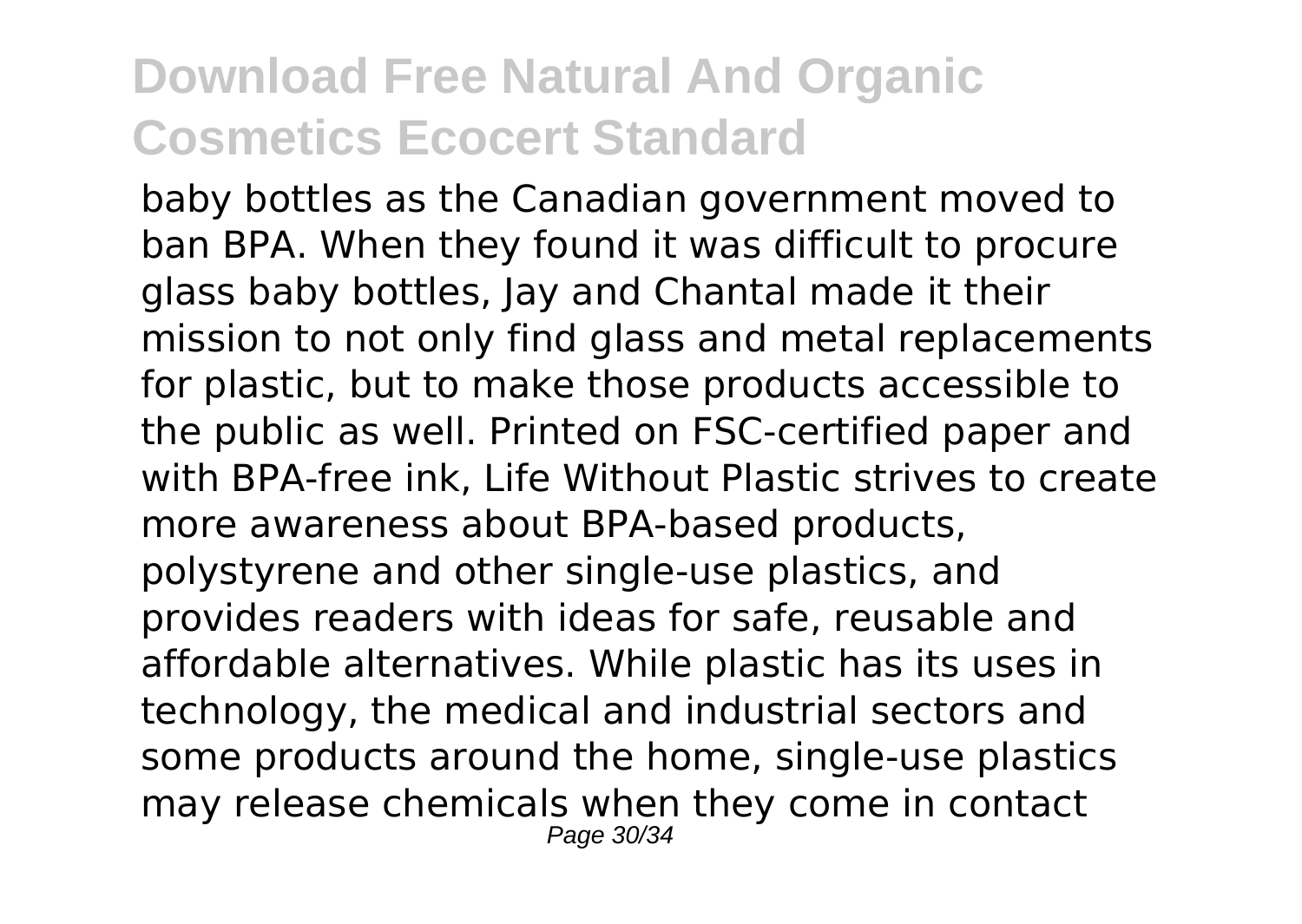baby bottles as the Canadian government moved to ban BPA. When they found it was difficult to procure glass baby bottles, Jay and Chantal made it their mission to not only find glass and metal replacements for plastic, but to make those products accessible to the public as well. Printed on FSC-certified paper and with BPA-free ink, Life Without Plastic strives to create more awareness about BPA-based products, polystyrene and other single-use plastics, and provides readers with ideas for safe, reusable and affordable alternatives. While plastic has its uses in technology, the medical and industrial sectors and some products around the home, single-use plastics may release chemicals when they come in contact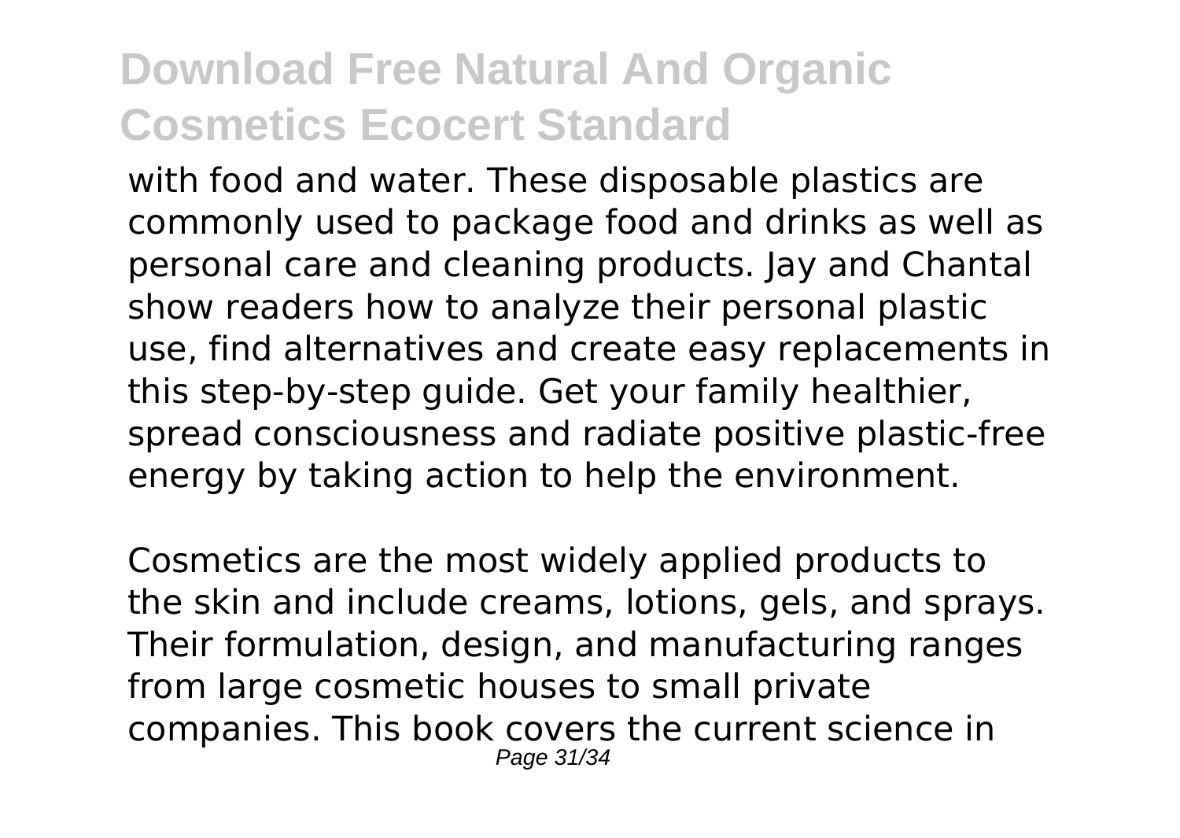with food and water. These disposable plastics are commonly used to package food and drinks as well as personal care and cleaning products. Jay and Chantal show readers how to analyze their personal plastic use, find alternatives and create easy replacements in this step-by-step guide. Get your family healthier, spread consciousness and radiate positive plastic-free energy by taking action to help the environment.

Cosmetics are the most widely applied products to the skin and include creams, lotions, gels, and sprays. Their formulation, design, and manufacturing ranges from large cosmetic houses to small private companies. This book covers the current science in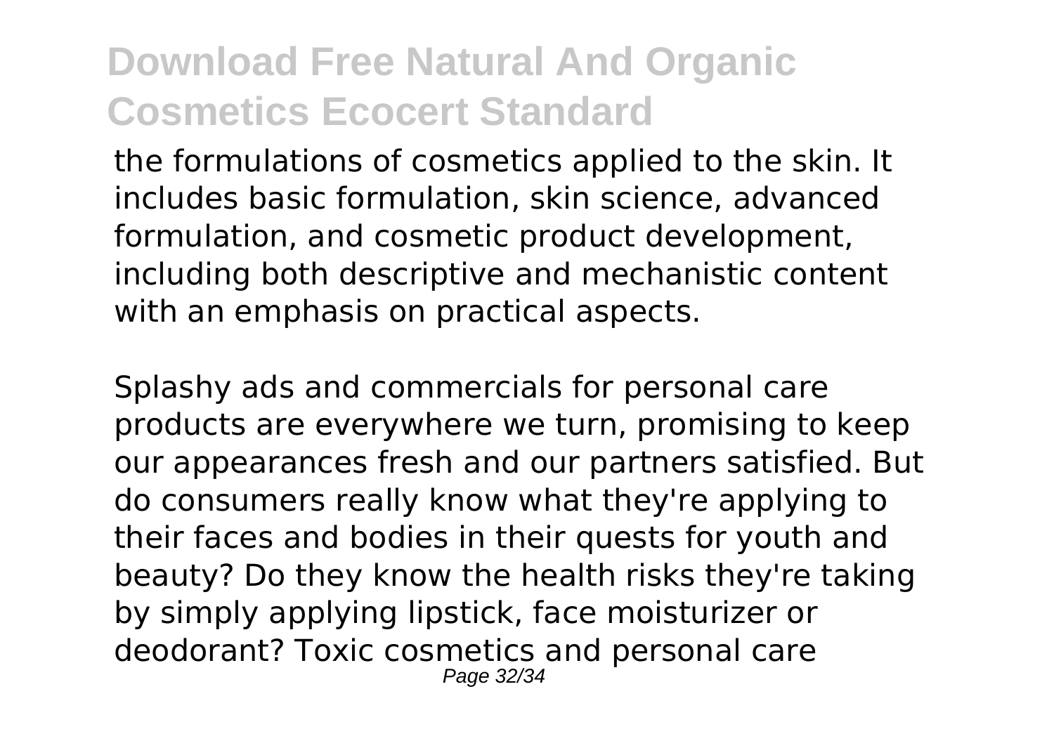the formulations of cosmetics applied to the skin. It includes basic formulation, skin science, advanced formulation, and cosmetic product development, including both descriptive and mechanistic content with an emphasis on practical aspects.

Splashy ads and commercials for personal care products are everywhere we turn, promising to keep our appearances fresh and our partners satisfied. But do consumers really know what they're applying to their faces and bodies in their quests for youth and beauty? Do they know the health risks they're taking by simply applying lipstick, face moisturizer or deodorant? Toxic cosmetics and personal care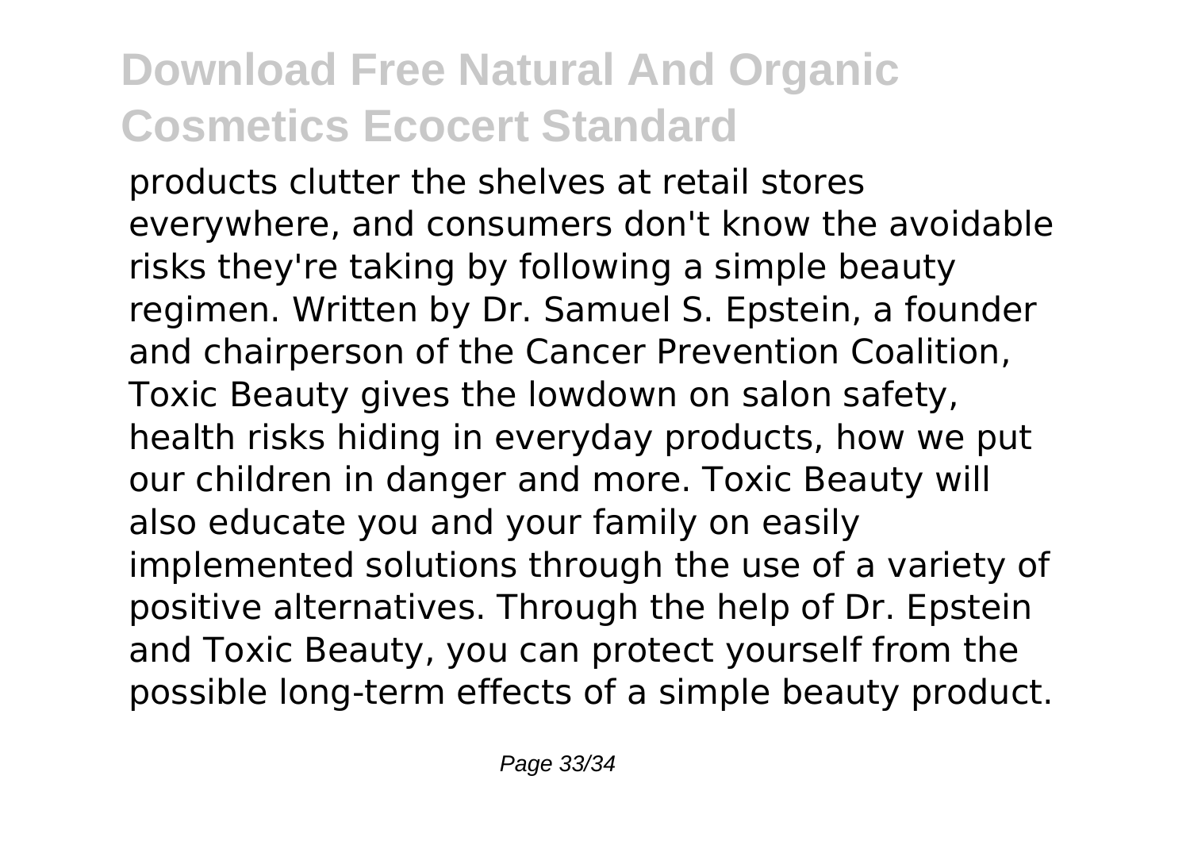products clutter the shelves at retail stores everywhere, and consumers don't know the avoidable risks they're taking by following a simple beauty regimen. Written by Dr. Samuel S. Epstein, a founder and chairperson of the Cancer Prevention Coalition, Toxic Beauty gives the lowdown on salon safety, health risks hiding in everyday products, how we put our children in danger and more. Toxic Beauty will also educate you and your family on easily implemented solutions through the use of a variety of positive alternatives. Through the help of Dr. Epstein and Toxic Beauty, you can protect yourself from the possible long-term effects of a simple beauty product.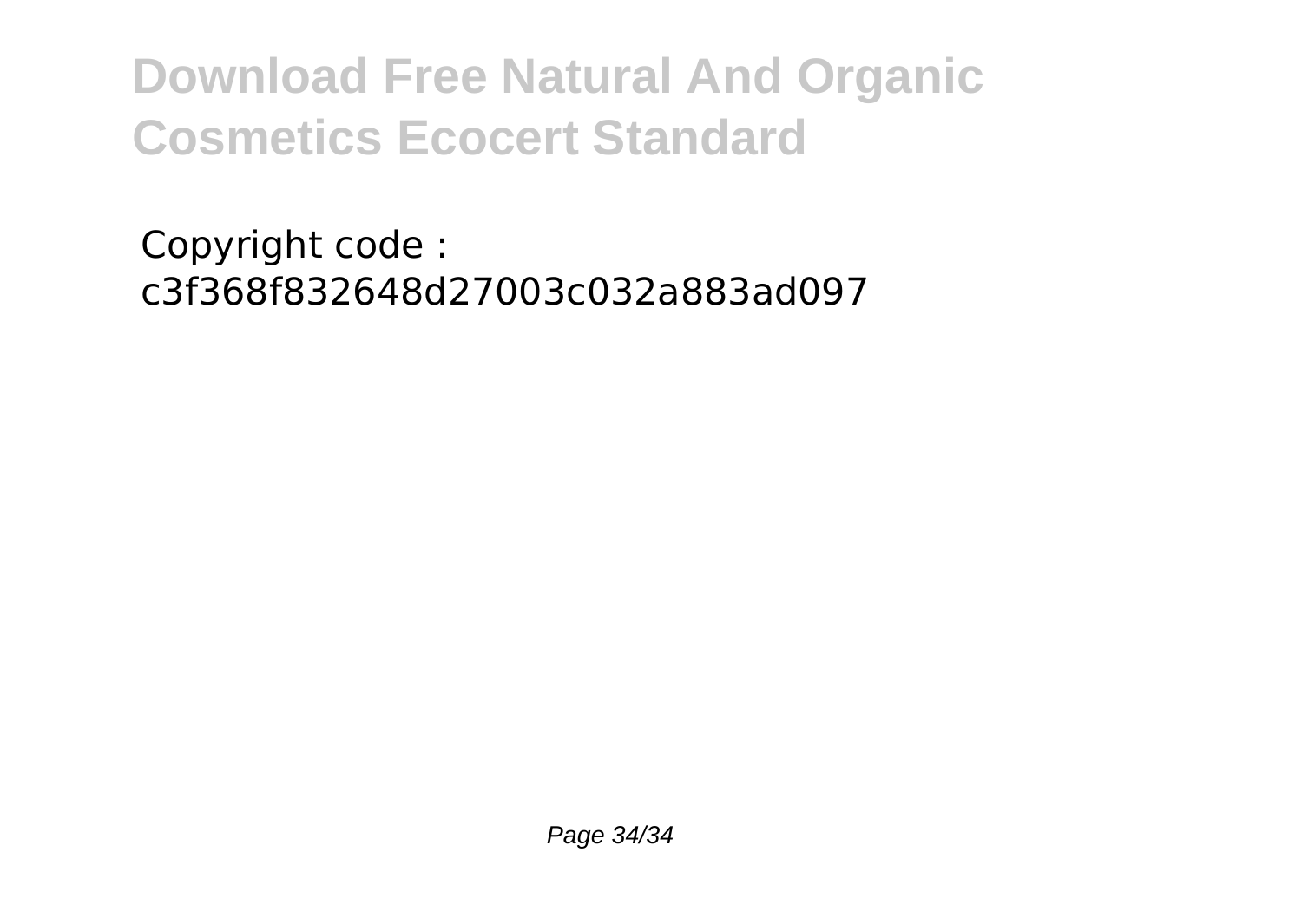Copyright code : c3f368f832648d27003c032a883ad097